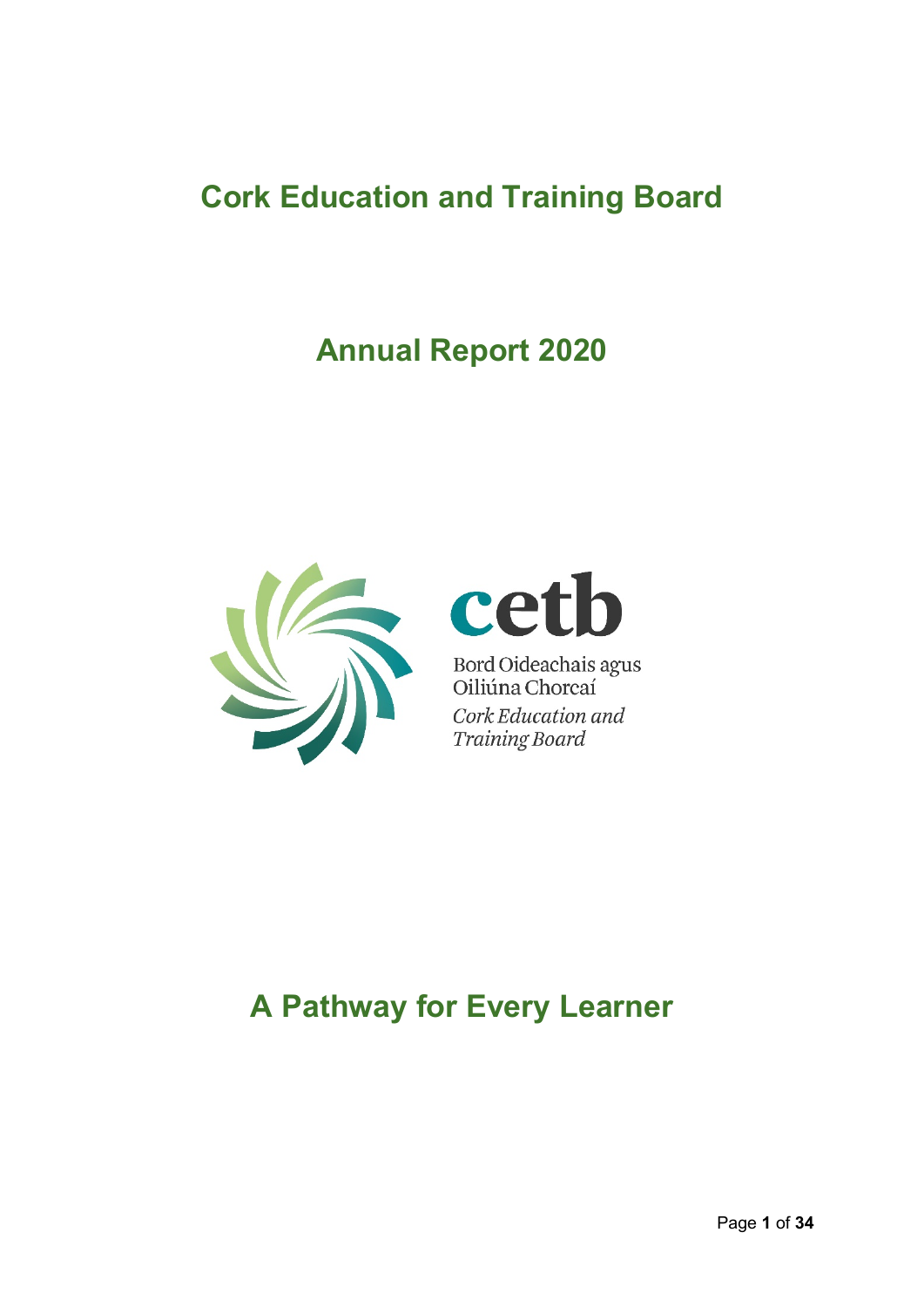# Cork Education and Training Board

## Annual Report 2020

cetb

Bord Oideachais agus Oiliúna Chorcaí

*Cork Education and Training Board*

## A Pathway for Every Learner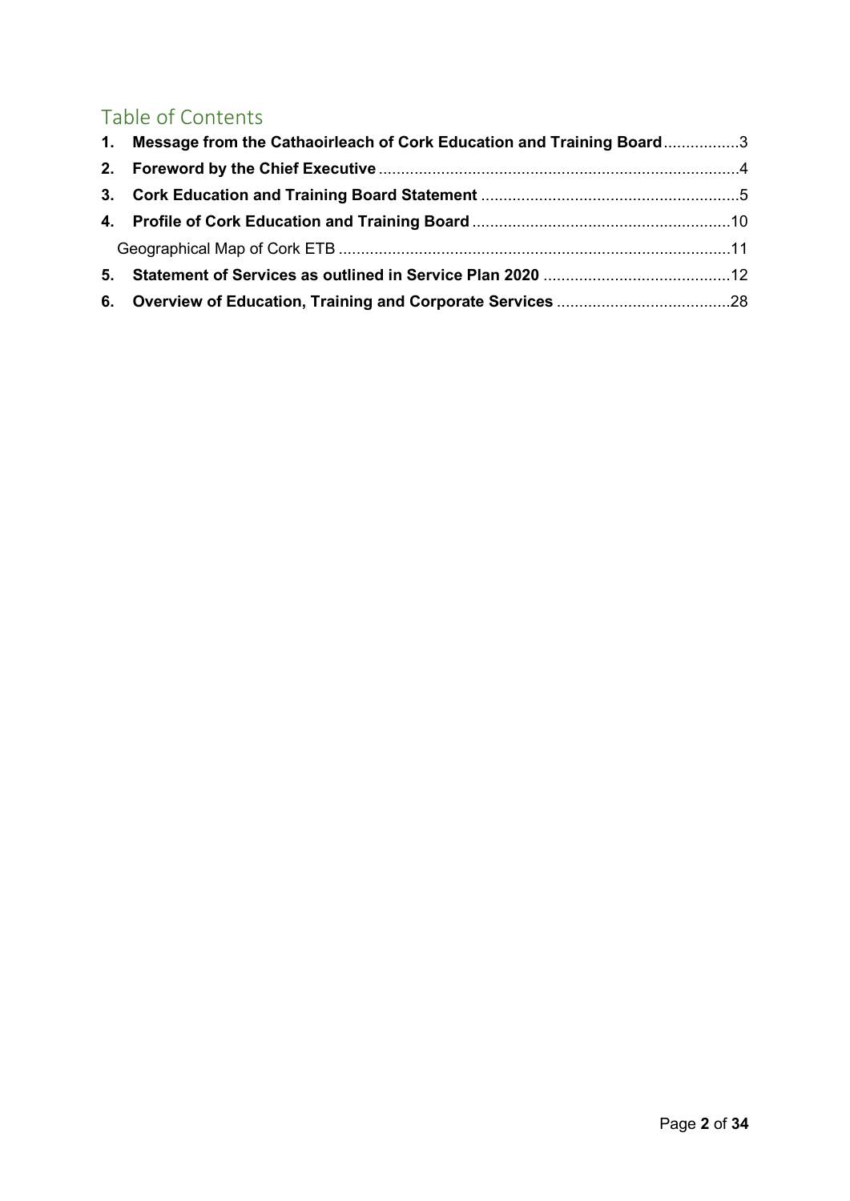# Table of Contents

1. **Message from the Cathaoirleach of Cork Education and Training Board** ................. 3
2. **Foreword by the Chief Executive** ................................................................................. 4
3. **Cork Education and Training Board Statement** .......................................................... 5
4. **Profile of Cork Education and Training Board** .......................................................... 10

   Geographical Map of Cork ETB ........................................................................................ 11

5. **Statement of Services as outlined in Service Plan 2020** .......................................... 12
6. **Overview of Education, Training and Corporate Services** ....................................... 28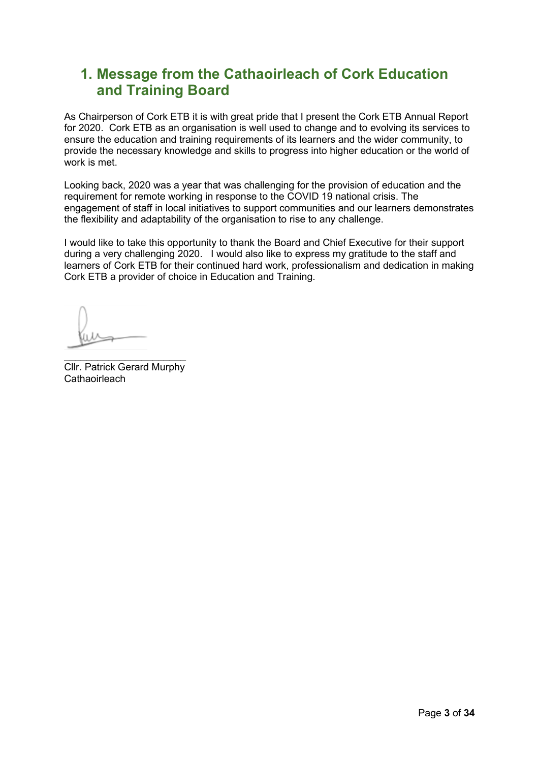## 1. Message from the Cathaoirleach of Cork Education and Training Board

As Chairperson of Cork ETB it is with great pride that I present the Cork ETB Annual Report for 2020. Cork ETB as an organisation is well used to change and to evolving its services to ensure the education and training requirements of its learners and the wider community, to provide the necessary knowledge and skills to progress into higher education or the world of work is met.

Looking back, 2020 was a year that was challenging for the provision of education and the requirement for remote working in response to the COVID 19 national crisis. The engagement of staff in local initiatives to support communities and our learners demonstrates the flexibility and adaptability of the organisation to rise to any challenge.

I would like to take this opportunity to thank the Board and Chief Executive for their support during a very challenging 2020. I would also like to express my gratitude to the staff and learners of Cork ETB for their continued hard work, professionalism and dedication in making Cork ETB a provider of choice in Education and Training.

______________________
Cllr. Patrick Gerard Murphy
Cathaoirleach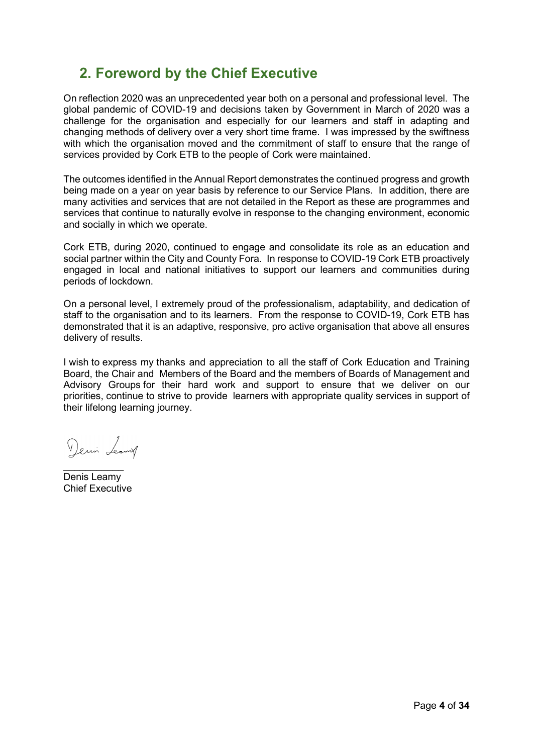## 2. Foreword by the Chief Executive

On reflection 2020 was an unprecedented year both on a personal and professional level. The global pandemic of COVID-19 and decisions taken by Government in March of 2020 was a challenge for the organisation and especially for our learners and staff in adapting and changing methods of delivery over a very short time frame. I was impressed by the swiftness with which the organisation moved and the commitment of staff to ensure that the range of services provided by Cork ETB to the people of Cork were maintained.

The outcomes identified in the Annual Report demonstrates the continued progress and growth being made on a year on year basis by reference to our Service Plans. In addition, there are many activities and services that are not detailed in the Report as these are programmes and services that continue to naturally evolve in response to the changing environment, economic and socially in which we operate.

Cork ETB, during 2020, continued to engage and consolidate its role as an education and social partner within the City and County Fora. In response to COVID-19 Cork ETB proactively engaged in local and national initiatives to support our learners and communities during periods of lockdown.

On a personal level, I extremely proud of the professionalism, adaptability, and dedication of staff to the organisation and to its learners. From the response to COVID-19, Cork ETB has demonstrated that it is an adaptive, responsive, pro active organisation that above all ensures delivery of results.

I wish to express my thanks and appreciation to all the staff of Cork Education and Training Board, the Chair and Members of the Board and the members of Boards of Management and Advisory Groups for their hard work and support to ensure that we deliver on our priorities, continue to strive to provide learners with appropriate quality services in support of their lifelong learning journey.

Denis Leamy
Chief Executive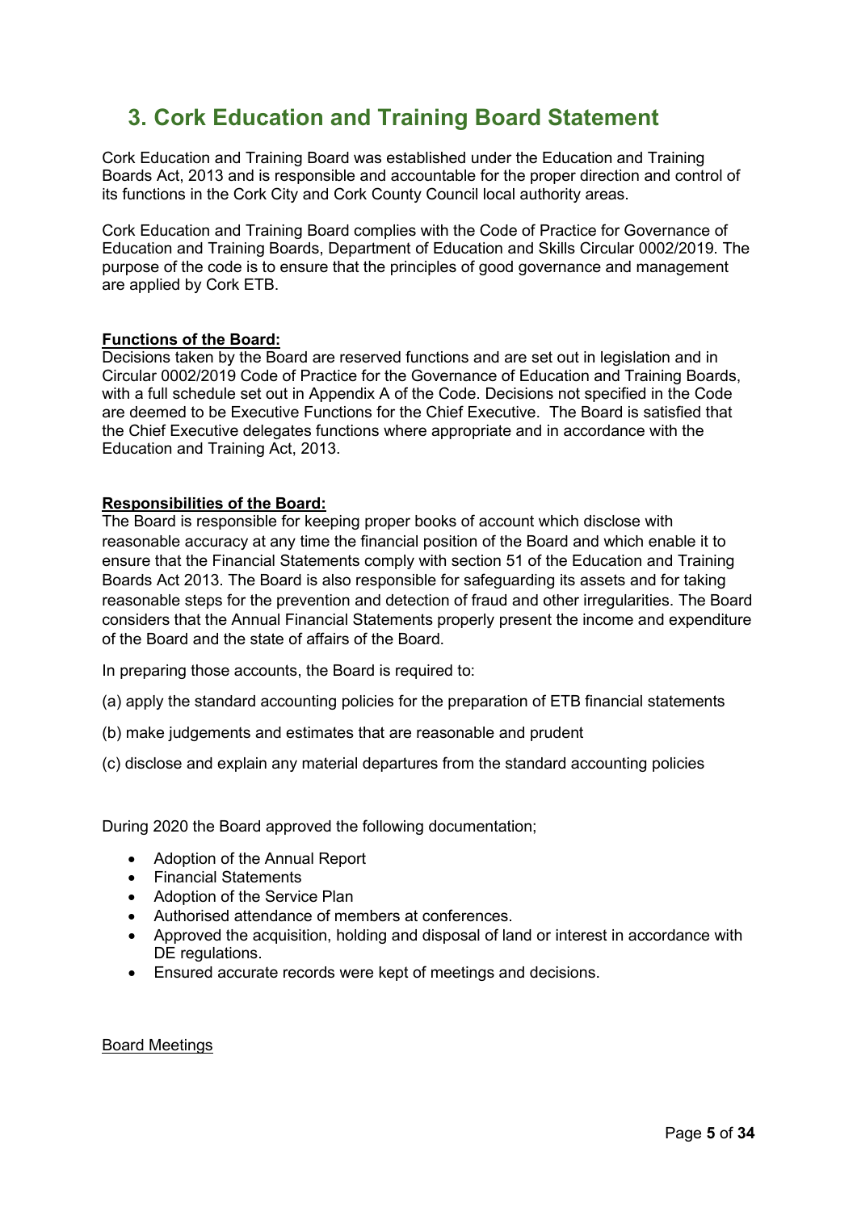## 3. Cork Education and Training Board Statement

Cork Education and Training Board was established under the Education and Training Boards Act, 2013 and is responsible and accountable for the proper direction and control of its functions in the Cork City and Cork County Council local authority areas.

Cork Education and Training Board complies with the Code of Practice for Governance of Education and Training Boards, Department of Education and Skills Circular 0002/2019. The purpose of the code is to ensure that the principles of good governance and management are applied by Cork ETB.

**Functions of the Board:**

Decisions taken by the Board are reserved functions and are set out in legislation and in Circular 0002/2019 Code of Practice for the Governance of Education and Training Boards, with a full schedule set out in Appendix A of the Code. Decisions not specified in the Code are deemed to be Executive Functions for the Chief Executive. The Board is satisfied that the Chief Executive delegates functions where appropriate and in accordance with the Education and Training Act, 2013.

**Responsibilities of the Board:**

The Board is responsible for keeping proper books of account which disclose with reasonable accuracy at any time the financial position of the Board and which enable it to ensure that the Financial Statements comply with section 51 of the Education and Training Boards Act 2013. The Board is also responsible for safeguarding its assets and for taking reasonable steps for the prevention and detection of fraud and other irregularities. The Board considers that the Annual Financial Statements properly present the income and expenditure of the Board and the state of affairs of the Board.

In preparing those accounts, the Board is required to:

(a) apply the standard accounting policies for the preparation of ETB financial statements

(b) make judgements and estimates that are reasonable and prudent

(c) disclose and explain any material departures from the standard accounting policies

During 2020 the Board approved the following documentation;

- Adoption of the Annual Report
- Financial Statements
- Adoption of the Service Plan
- Authorised attendance of members at conferences.
- Approved the acquisition, holding and disposal of land or interest in accordance with DE regulations.
- Ensured accurate records were kept of meetings and decisions.

Board Meetings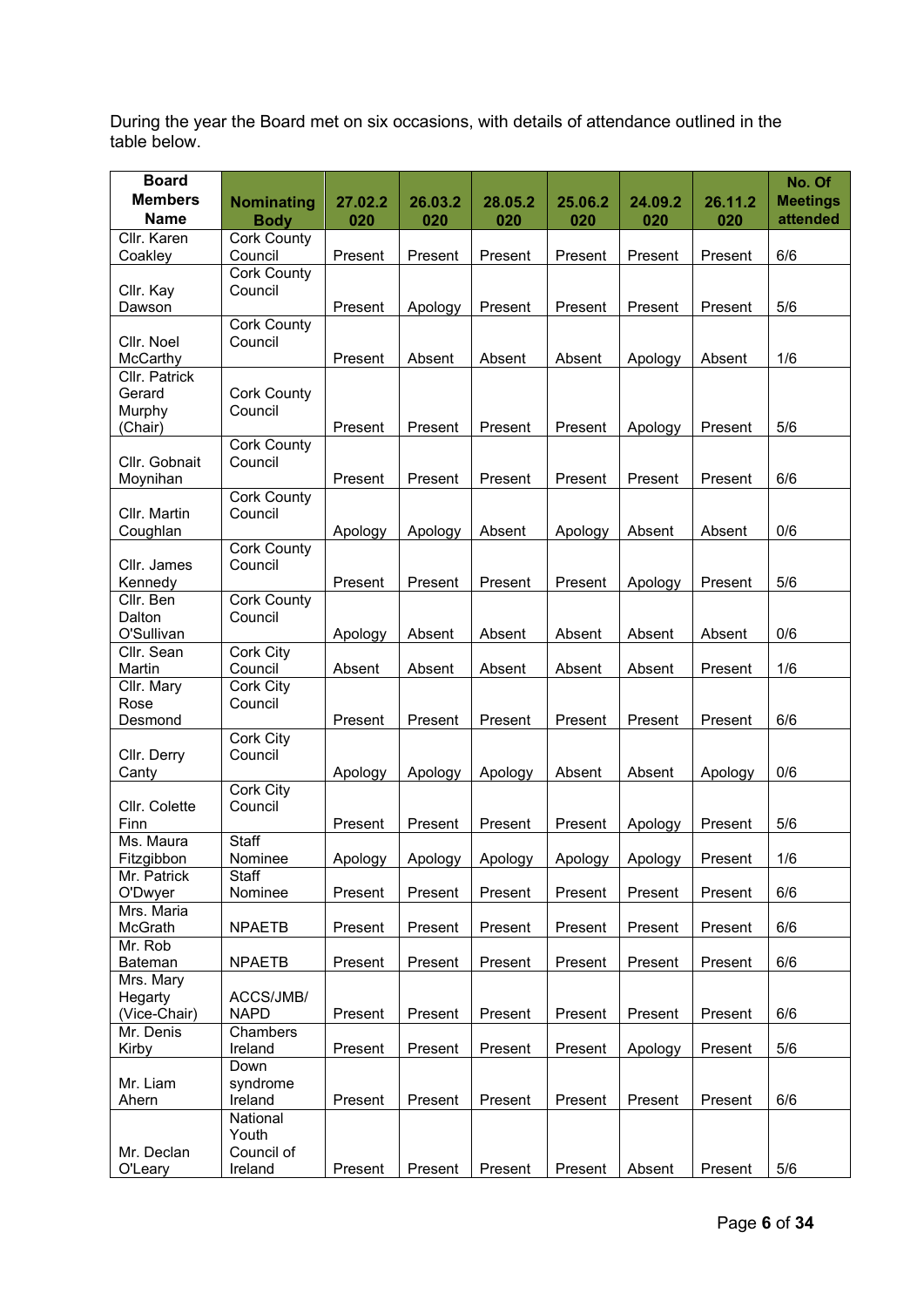During the year the Board met on six occasions, with details of attendance outlined in the table below.

| Board Members Name | Nominating Body | 27.02.2020 | 26.03.2020 | 28.05.2020 | 25.06.2020 | 24.09.2020 | 26.11.2020 | No. Of Meetings attended |
|---|---|---|---|---|---|---|---|---|
| Cllr. Karen Coakley | Cork County Council | Present | Present | Present | Present | Present | Present | 6/6 |
| Cllr. Kay Dawson | Cork County Council | Present | Apology | Present | Present | Present | Present | 5/6 |
| Cllr. Noel McCarthy | Cork County Council | Present | Absent | Absent | Absent | Apology | Absent | 1/6 |
| Cllr. Patrick Gerard Murphy (Chair) | Cork County Council | Present | Present | Present | Present | Apology | Present | 5/6 |
| Cllr. Gobnait Moynihan | Cork County Council | Present | Present | Present | Present | Present | Present | 6/6 |
| Cllr. Martin Coughlan | Cork County Council | Apology | Apology | Absent | Apology | Absent | Absent | 0/6 |
| Cllr. James Kennedy | Cork County Council | Present | Present | Present | Present | Apology | Present | 5/6 |
| Cllr. Ben Dalton O'Sullivan | Cork County Council | Apology | Absent | Absent | Absent | Absent | Absent | 0/6 |
| Cllr. Sean Martin | Cork City Council | Absent | Absent | Absent | Absent | Absent | Present | 1/6 |
| Cllr. Mary Rose Desmond | Cork City Council | Present | Present | Present | Present | Present | Present | 6/6 |
| Cllr. Derry Canty | Cork City Council | Apology | Apology | Apology | Absent | Absent | Apology | 0/6 |
| Cllr. Colette Finn | Cork City Council | Present | Present | Present | Present | Apology | Present | 5/6 |
| Ms. Maura Fitzgibbon | Staff Nominee | Apology | Apology | Apology | Apology | Apology | Present | 1/6 |
| Mr. Patrick O'Dwyer | Staff Nominee | Present | Present | Present | Present | Present | Present | 6/6 |
| Mrs. Maria McGrath | NPAETB | Present | Present | Present | Present | Present | Present | 6/6 |
| Mr. Rob Bateman | NPAETB | Present | Present | Present | Present | Present | Present | 6/6 |
| Mrs. Mary Hegarty (Vice-Chair) | ACCS/JMB/ NAPD | Present | Present | Present | Present | Present | Present | 6/6 |
| Mr. Denis Kirby | Chambers Ireland | Present | Present | Present | Present | Apology | Present | 5/6 |
| Mr. Liam Ahern | Down syndrome Ireland | Present | Present | Present | Present | Present | Present | 6/6 |
| Mr. Declan O'Leary | National Youth Council of Ireland | Present | Present | Present | Present | Absent | Present | 5/6 |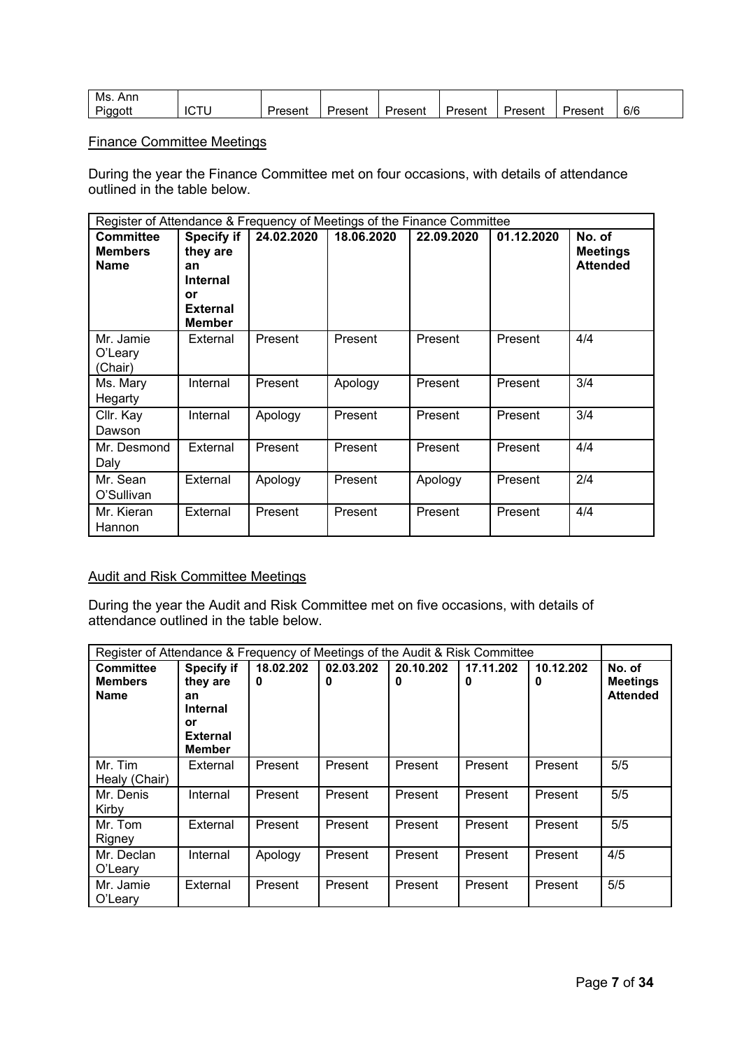| Ms. Ann Piggott | ICTU | Present | Present | Present | Present | Present | Present | 6/6 |
|---|---|---|---|---|---|---|---|---|

Finance Committee Meetings

During the year the Finance Committee met on four occasions, with details of attendance outlined in the table below.

| Register of Attendance & Frequency of Meetings of the Finance Committee | | | | | | |
|---|---|---|---|---|---|---|
| **Committee Members Name** | **Specify if they are an Internal or External Member** | **24.02.2020** | **18.06.2020** | **22.09.2020** | **01.12.2020** | **No. of Meetings Attended** |
| Mr. Jamie O'Leary (Chair) | External | Present | Present | Present | Present | 4/4 |
| Ms. Mary Hegarty | Internal | Present | Apology | Present | Present | 3/4 |
| Cllr. Kay Dawson | Internal | Apology | Present | Present | Present | 3/4 |
| Mr. Desmond Daly | External | Present | Present | Present | Present | 4/4 |
| Mr. Sean O'Sullivan | External | Apology | Present | Apology | Present | 2/4 |
| Mr. Kieran Hannon | External | Present | Present | Present | Present | 4/4 |

Audit and Risk Committee Meetings

During the year the Audit and Risk Committee met on five occasions, with details of attendance outlined in the table below.

| Register of Attendance & Frequency of Meetings of the Audit & Risk Committee | | | | | | | |
|---|---|---|---|---|---|---|---|
| **Committee Members Name** | **Specify if they are an Internal or External Member** | **18.02.2020** | **02.03.2020** | **20.10.2020** | **17.11.2020** | **10.12.2020** | **No. of Meetings Attended** |
| Mr. Tim Healy (Chair) | External | Present | Present | Present | Present | Present | 5/5 |
| Mr. Denis Kirby | Internal | Present | Present | Present | Present | Present | 5/5 |
| Mr. Tom Rigney | External | Present | Present | Present | Present | Present | 5/5 |
| Mr. Declan O'Leary | Internal | Apology | Present | Present | Present | Present | 4/5 |
| Mr. Jamie O'Leary | External | Present | Present | Present | Present | Present | 5/5 |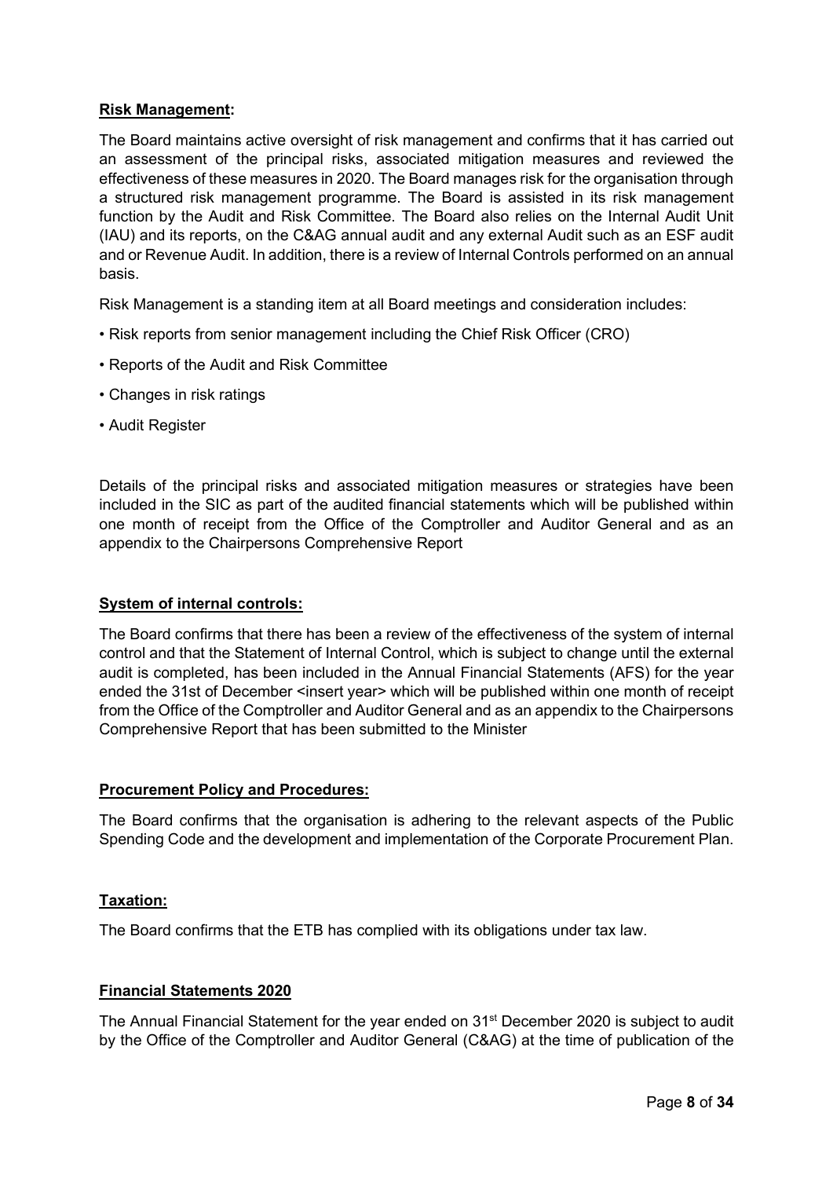**Risk Management:**

The Board maintains active oversight of risk management and confirms that it has carried out an assessment of the principal risks, associated mitigation measures and reviewed the effectiveness of these measures in 2020. The Board manages risk for the organisation through a structured risk management programme. The Board is assisted in its risk management function by the Audit and Risk Committee. The Board also relies on the Internal Audit Unit (IAU) and its reports, on the C&AG annual audit and any external Audit such as an ESF audit and or Revenue Audit. In addition, there is a review of Internal Controls performed on an annual basis.

Risk Management is a standing item at all Board meetings and consideration includes:

- Risk reports from senior management including the Chief Risk Officer (CRO)
- Reports of the Audit and Risk Committee
- Changes in risk ratings
- Audit Register

Details of the principal risks and associated mitigation measures or strategies have been included in the SIC as part of the audited financial statements which will be published within one month of receipt from the Office of the Comptroller and Auditor General and as an appendix to the Chairpersons Comprehensive Report

**System of internal controls:**

The Board confirms that there has been a review of the effectiveness of the system of internal control and that the Statement of Internal Control, which is subject to change until the external audit is completed, has been included in the Annual Financial Statements (AFS) for the year ended the 31st of December <insert year> which will be published within one month of receipt from the Office of the Comptroller and Auditor General and as an appendix to the Chairpersons Comprehensive Report that has been submitted to the Minister

**Procurement Policy and Procedures:**

The Board confirms that the organisation is adhering to the relevant aspects of the Public Spending Code and the development and implementation of the Corporate Procurement Plan.

**Taxation:**

The Board confirms that the ETB has complied with its obligations under tax law.

**Financial Statements 2020**

The Annual Financial Statement for the year ended on 31st December 2020 is subject to audit by the Office of the Comptroller and Auditor General (C&AG) at the time of publication of the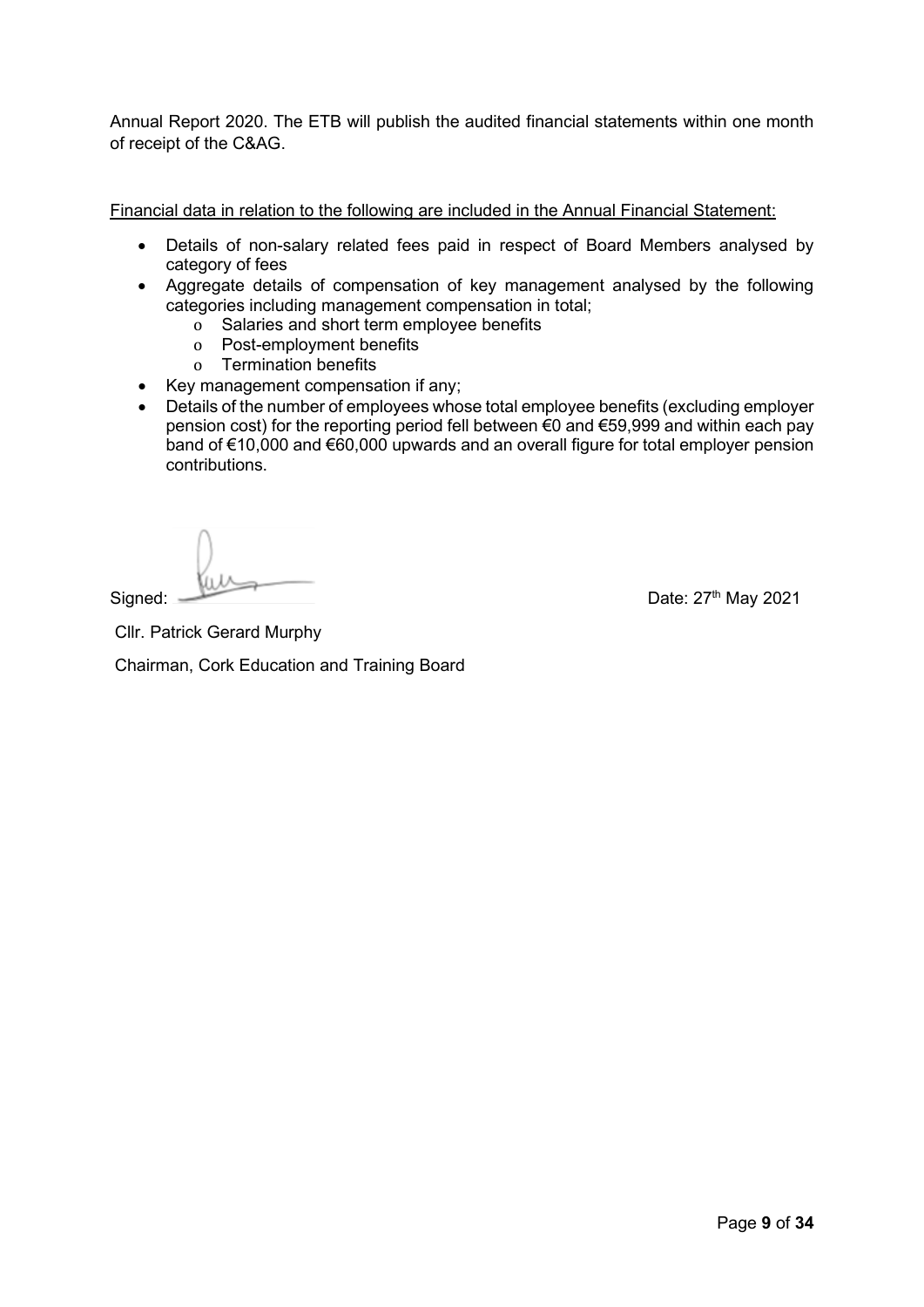Annual Report 2020. The ETB will publish the audited financial statements within one month of receipt of the C&AG.

<u>Financial data in relation to the following are included in the Annual Financial Statement:</u>

- Details of non-salary related fees paid in respect of Board Members analysed by category of fees
- Aggregate details of compensation of key management analysed by the following categories including management compensation in total;
  - Salaries and short term employee benefits
  - Post-employment benefits
  - Termination benefits
- Key management compensation if any;
- Details of the number of employees whose total employee benefits (excluding employer pension cost) for the reporting period fell between €0 and €59,999 and within each pay band of €10,000 and €60,000 upwards and an overall figure for total employer pension contributions.

Signed: 

Date: 27th May 2021

Cllr. Patrick Gerard Murphy

Chairman, Cork Education and Training Board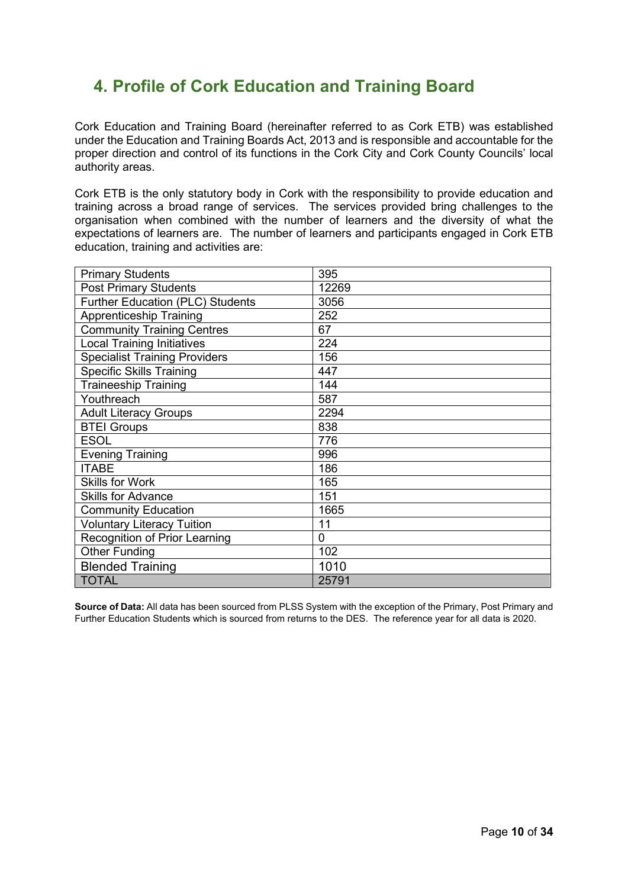## 4. Profile of Cork Education and Training Board

Cork Education and Training Board (hereinafter referred to as Cork ETB) was established under the Education and Training Boards Act, 2013 and is responsible and accountable for the proper direction and control of its functions in the Cork City and Cork County Councils' local authority areas.

Cork ETB is the only statutory body in Cork with the responsibility to provide education and training across a broad range of services. The services provided bring challenges to the organisation when combined with the number of learners and the diversity of what the expectations of learners are. The number of learners and participants engaged in Cork ETB education, training and activities are:

| | |
|---|---|
| Primary Students | 395 |
| Post Primary Students | 12269 |
| Further Education (PLC) Students | 3056 |
| Apprenticeship Training | 252 |
| Community Training Centres | 67 |
| Local Training Initiatives | 224 |
| Specialist Training Providers | 156 |
| Specific Skills Training | 447 |
| Traineeship Training | 144 |
| Youthreach | 587 |
| Adult Literacy Groups | 2294 |
| BTEI Groups | 838 |
| ESOL | 776 |
| Evening Training | 996 |
| ITABE | 186 |
| Skills for Work | 165 |
| Skills for Advance | 151 |
| Community Education | 1665 |
| Voluntary Literacy Tuition | 11 |
| Recognition of Prior Learning | 0 |
| Other Funding | 102 |
| Blended Training | 1010 |
| TOTAL | 25791 |

**Source of Data:** All data has been sourced from PLSS System with the exception of the Primary, Post Primary and Further Education Students which is sourced from returns to the DES. The reference year for all data is 2020.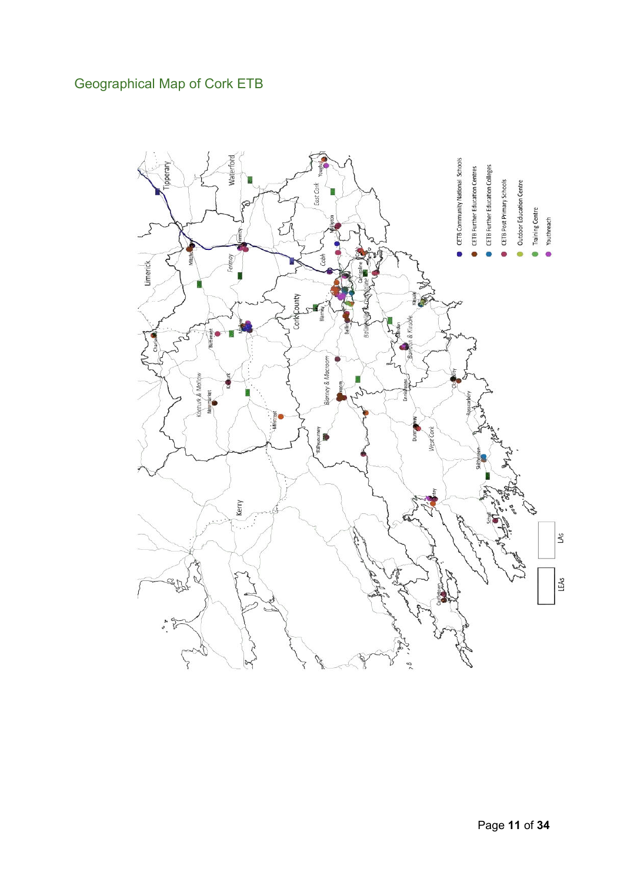## Geographical Map of Cork ETB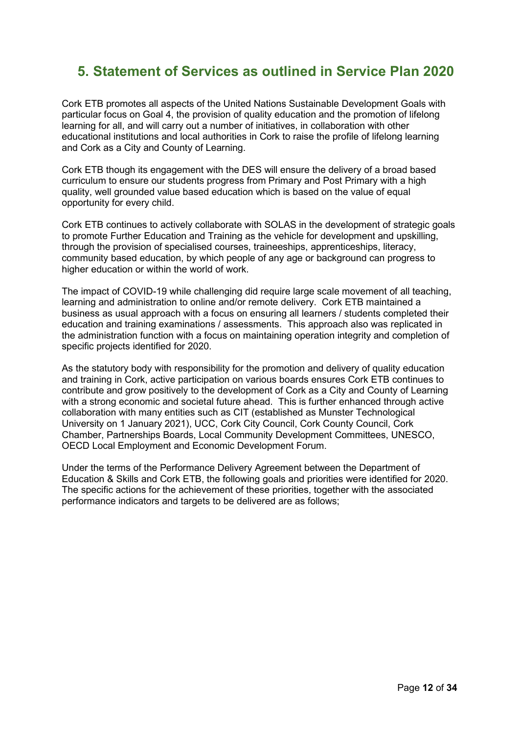## 5. Statement of Services as outlined in Service Plan 2020

Cork ETB promotes all aspects of the United Nations Sustainable Development Goals with particular focus on Goal 4, the provision of quality education and the promotion of lifelong learning for all, and will carry out a number of initiatives, in collaboration with other educational institutions and local authorities in Cork to raise the profile of lifelong learning and Cork as a City and County of Learning.

Cork ETB though its engagement with the DES will ensure the delivery of a broad based curriculum to ensure our students progress from Primary and Post Primary with a high quality, well grounded value based education which is based on the value of equal opportunity for every child.

Cork ETB continues to actively collaborate with SOLAS in the development of strategic goals to promote Further Education and Training as the vehicle for development and upskilling, through the provision of specialised courses, traineeships, apprenticeships, literacy, community based education, by which people of any age or background can progress to higher education or within the world of work.

The impact of COVID-19 while challenging did require large scale movement of all teaching, learning and administration to online and/or remote delivery. Cork ETB maintained a business as usual approach with a focus on ensuring all learners / students completed their education and training examinations / assessments. This approach also was replicated in the administration function with a focus on maintaining operation integrity and completion of specific projects identified for 2020.

As the statutory body with responsibility for the promotion and delivery of quality education and training in Cork, active participation on various boards ensures Cork ETB continues to contribute and grow positively to the development of Cork as a City and County of Learning with a strong economic and societal future ahead. This is further enhanced through active collaboration with many entities such as CIT (established as Munster Technological University on 1 January 2021), UCC, Cork City Council, Cork County Council, Cork Chamber, Partnerships Boards, Local Community Development Committees, UNESCO, OECD Local Employment and Economic Development Forum.

Under the terms of the Performance Delivery Agreement between the Department of Education & Skills and Cork ETB, the following goals and priorities were identified for 2020. The specific actions for the achievement of these priorities, together with the associated performance indicators and targets to be delivered are as follows;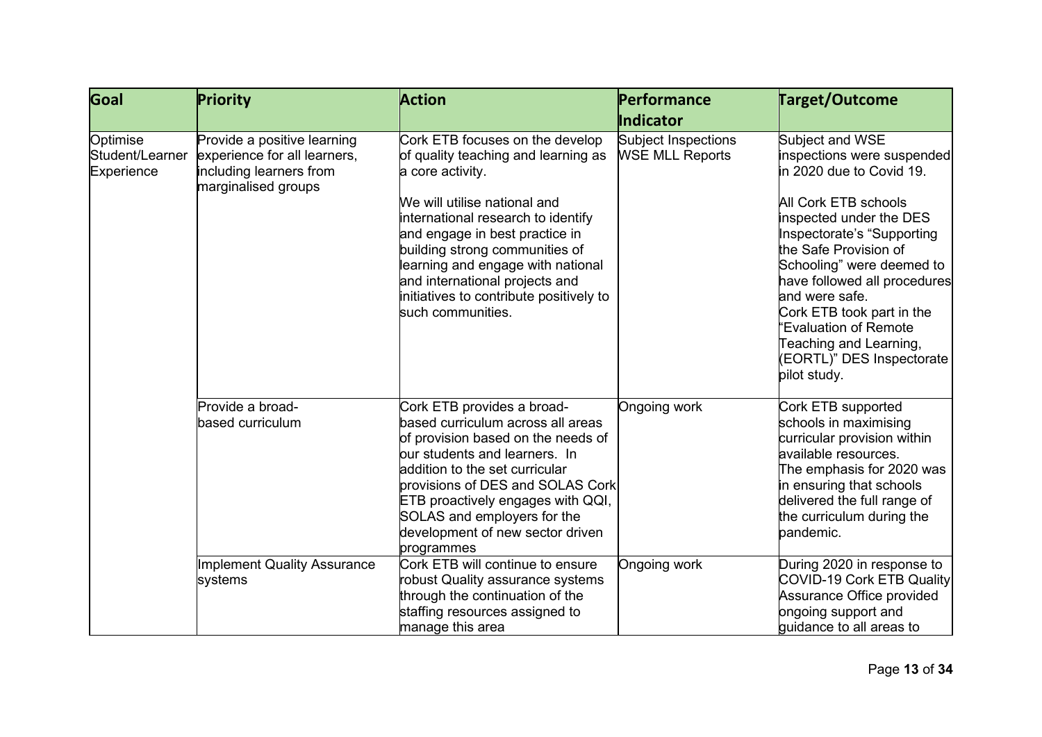| Goal | Priority | Action | Performance Indicator | Target/Outcome |
|---|---|---|---|---|
| Optimise Student/Learner Experience | Provide a positive learning experience for all learners, including learners from marginalised groups | Cork ETB focuses on the develop of quality teaching and learning as a core activity.<br><br>We will utilise national and international research to identify and engage in best practice in building strong communities of learning and engage with national and international projects and initiatives to contribute positively to such communities. | Subject Inspections WSE MLL Reports | Subject and WSE inspections were suspended in 2020 due to Covid 19.<br><br>All Cork ETB schools inspected under the DES Inspectorate's "Supporting the Safe Provision of Schooling" were deemed to have followed all procedures and were safe.<br>Cork ETB took part in the "Evaluation of Remote Teaching and Learning, (EORTL)" DES Inspectorate pilot study. |
| | Provide a broad-based curriculum | Cork ETB provides a broad-based curriculum across all areas of provision based on the needs of our students and learners. In addition to the set curricular provisions of DES and SOLAS Cork ETB proactively engages with QQI, SOLAS and employers for the development of new sector driven programmes | Ongoing work | Cork ETB supported schools in maximising curricular provision within available resources.<br>The emphasis for 2020 was in ensuring that schools delivered the full range of the curriculum during the pandemic. |
| | Implement Quality Assurance systems | Cork ETB will continue to ensure robust Quality assurance systems through the continuation of the staffing resources assigned to manage this area | Ongoing work | During 2020 in response to COVID-19 Cork ETB Quality Assurance Office provided ongoing support and guidance to all areas to |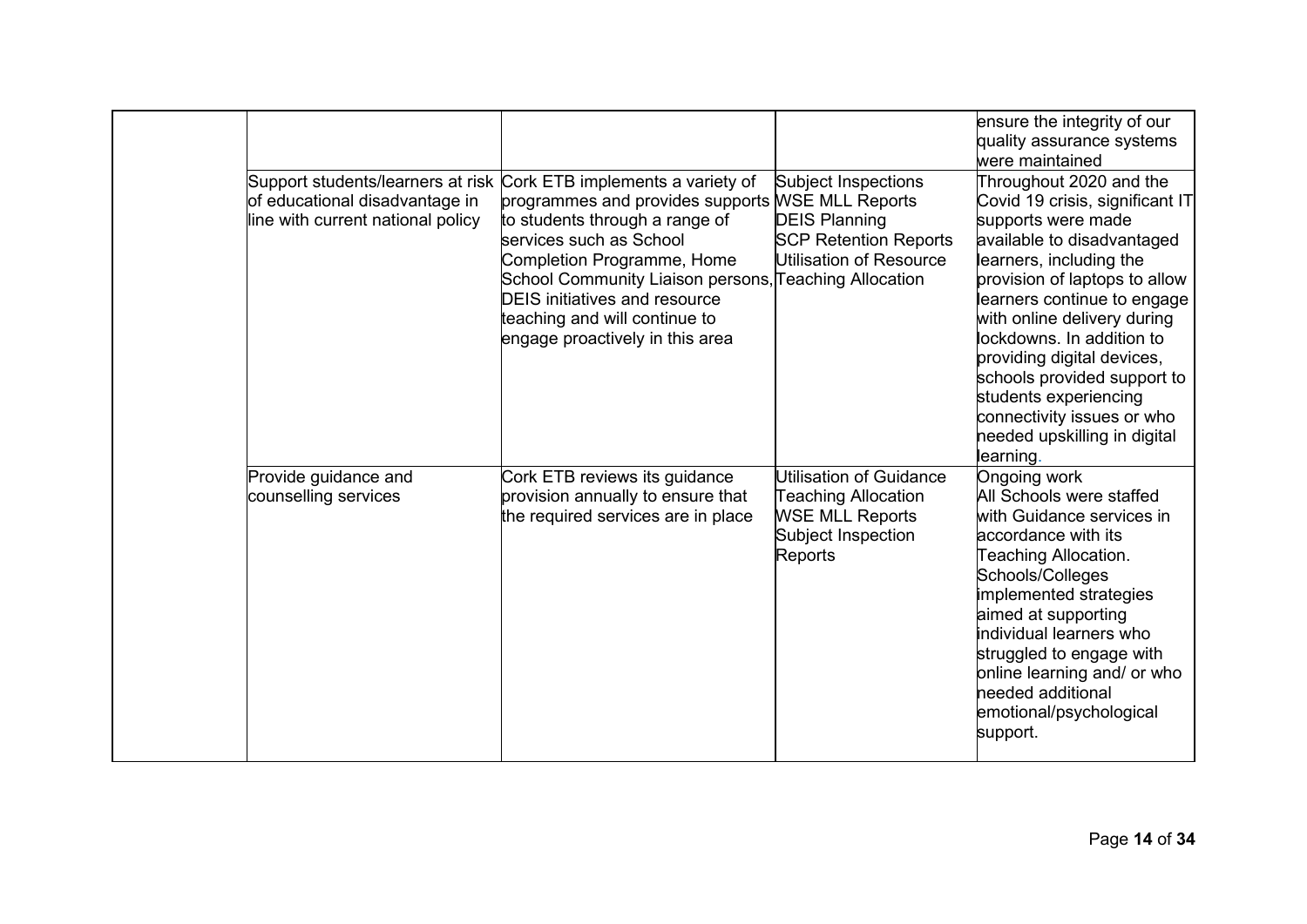| | | | | |
|---|---|---|---|---|
| | | | | ensure the integrity of our quality assurance systems were maintained |
| | Support students/learners at risk of educational disadvantage in line with current national policy | Cork ETB implements a variety of programmes and provides supports to students through a range of services such as School Completion Programme, Home School Community Liaison persons, DEIS initiatives and resource teaching and will continue to engage proactively in this area | Subject Inspections<br>WSE MLL Reports<br>DEIS Planning<br>SCP Retention Reports<br>Utilisation of Resource Teaching Allocation | Throughout 2020 and the Covid 19 crisis, significant IT supports were made available to disadvantaged learners, including the provision of laptops to allow learners continue to engage with online delivery during lockdowns. In addition to providing digital devices, schools provided support to students experiencing connectivity issues or who needed upskilling in digital learning. |
| | Provide guidance and counselling services | Cork ETB reviews its guidance provision annually to ensure that the required services are in place | Utilisation of Guidance Teaching Allocation<br>WSE MLL Reports<br>Subject Inspection Reports | Ongoing work<br>All Schools were staffed with Guidance services in accordance with its Teaching Allocation.<br>Schools/Colleges implemented strategies aimed at supporting individual learners who struggled to engage with online learning and/ or who needed additional emotional/psychological support. |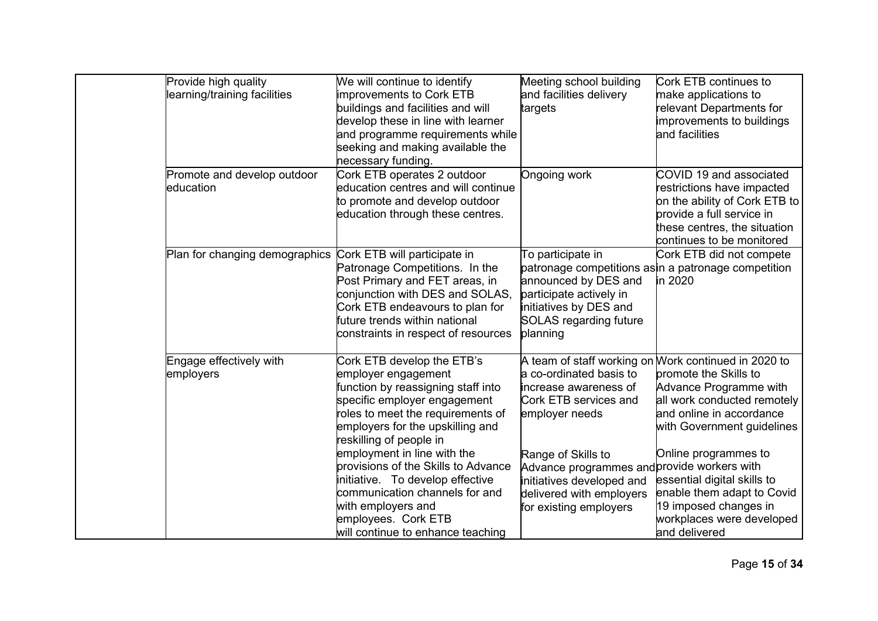| | | | | |
|---|---|---|---|---|
| | Provide high quality learning/training facilities | We will continue to identify improvements to Cork ETB buildings and facilities and will develop these in line with learner and programme requirements while seeking and making available the necessary funding. | Meeting school building and facilities delivery targets | Cork ETB continues to make applications to relevant Departments for improvements to buildings and facilities |
| | Promote and develop outdoor education | Cork ETB operates 2 outdoor education centres and will continue to promote and develop outdoor education through these centres. | Ongoing work | COVID 19 and associated restrictions have impacted on the ability of Cork ETB to provide a full service in these centres, the situation continues to be monitored |
| | Plan for changing demographics | Cork ETB will participate in Patronage Competitions. In the Post Primary and FET areas, in conjunction with DES and SOLAS, Cork ETB endeavours to plan for future trends within national constraints in respect of resources | To participate in patronage competitions as announced by DES and participate actively in initiatives by DES and SOLAS regarding future planning | Cork ETB did not compete in a patronage competition in 2020 |
| | Engage effectively with employers | Cork ETB develop the ETB's employer engagement function by reassigning staff into specific employer engagement roles to meet the requirements of employers for the upskilling and reskilling of people in employment in line with the provisions of the Skills to Advance initiative. To develop effective communication channels for and with employers and employees. Cork ETB will continue to enhance teaching | A team of staff working on a co-ordinated basis to increase awareness of Cork ETB services and employer needs<br><br>Range of Skills to Advance programmes and initiatives developed and delivered with employers for existing employers | Work continued in 2020 to promote the Skills to Advance Programme with all work conducted remotely and online in accordance with Government guidelines<br><br>Online programmes to provide workers with essential digital skills to enable them adapt to Covid 19 imposed changes in workplaces were developed and delivered |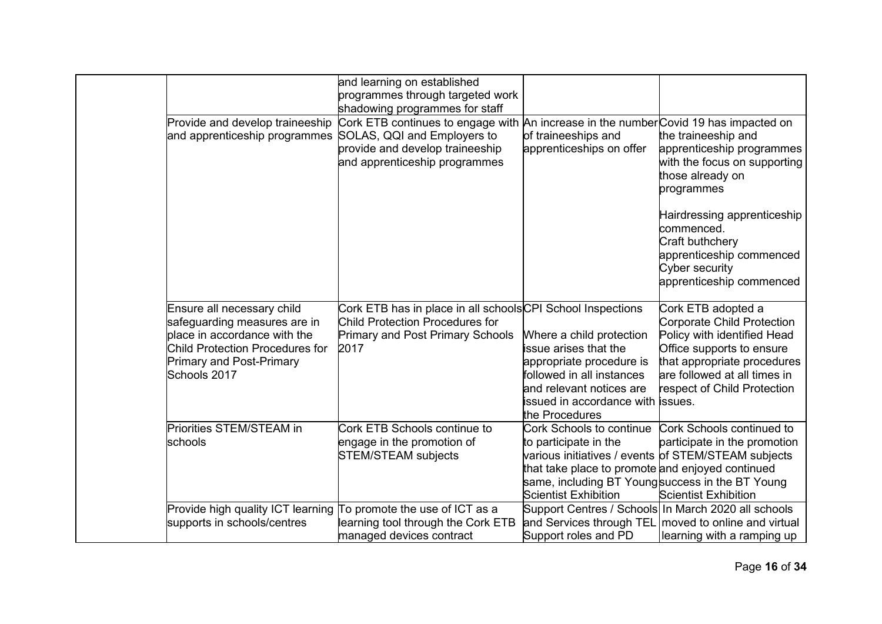| | | | | |
|---|---|---|---|---|
| | | and learning on established programmes through targeted work shadowing programmes for staff | | |
| | Provide and develop traineeship and apprenticeship programmes | Cork ETB continues to engage with SOLAS, QQI and Employers to provide and develop traineeship and apprenticeship programmes | An increase in the number of traineeships and apprenticeships on offer | Covid 19 has impacted on the traineeship and apprenticeship programmes with the focus on supporting those already on programmes<br><br>Hairdressing apprenticeship commenced.<br>Craft buthchery apprenticeship commenced<br>Cyber security apprenticeship commenced |
| | Ensure all necessary child safeguarding measures are in place in accordance with the Child Protection Procedures for Primary and Post-Primary Schools 2017 | Cork ETB has in place in all schools Child Protection Procedures for Primary and Post Primary Schools 2017 | CPI School Inspections<br><br>Where a child protection issue arises that the appropriate procedure is followed in all instances and relevant notices are issued in accordance with the Procedures | Cork ETB adopted a Corporate Child Protection Policy with identified Head Office supports to ensure that appropriate procedures are followed at all times in respect of Child Protection issues. |
| | Priorities STEM/STEAM in schools | Cork ETB Schools continue to engage in the promotion of STEM/STEAM subjects | Cork Schools to continue to participate in the various initiatives / events that take place to promote same, including BT Young Scientist Exhibition | Cork Schools continued to participate in the promotion of STEM/STEAM subjects and enjoyed continued success in the BT Young Scientist Exhibition |
| | Provide high quality ICT learning supports in schools/centres | To promote the use of ICT as a learning tool through the Cork ETB managed devices contract | Support Centres / Schools and Services through TEL Support roles and PD | In March 2020 all schools moved to online and virtual learning with a ramping up |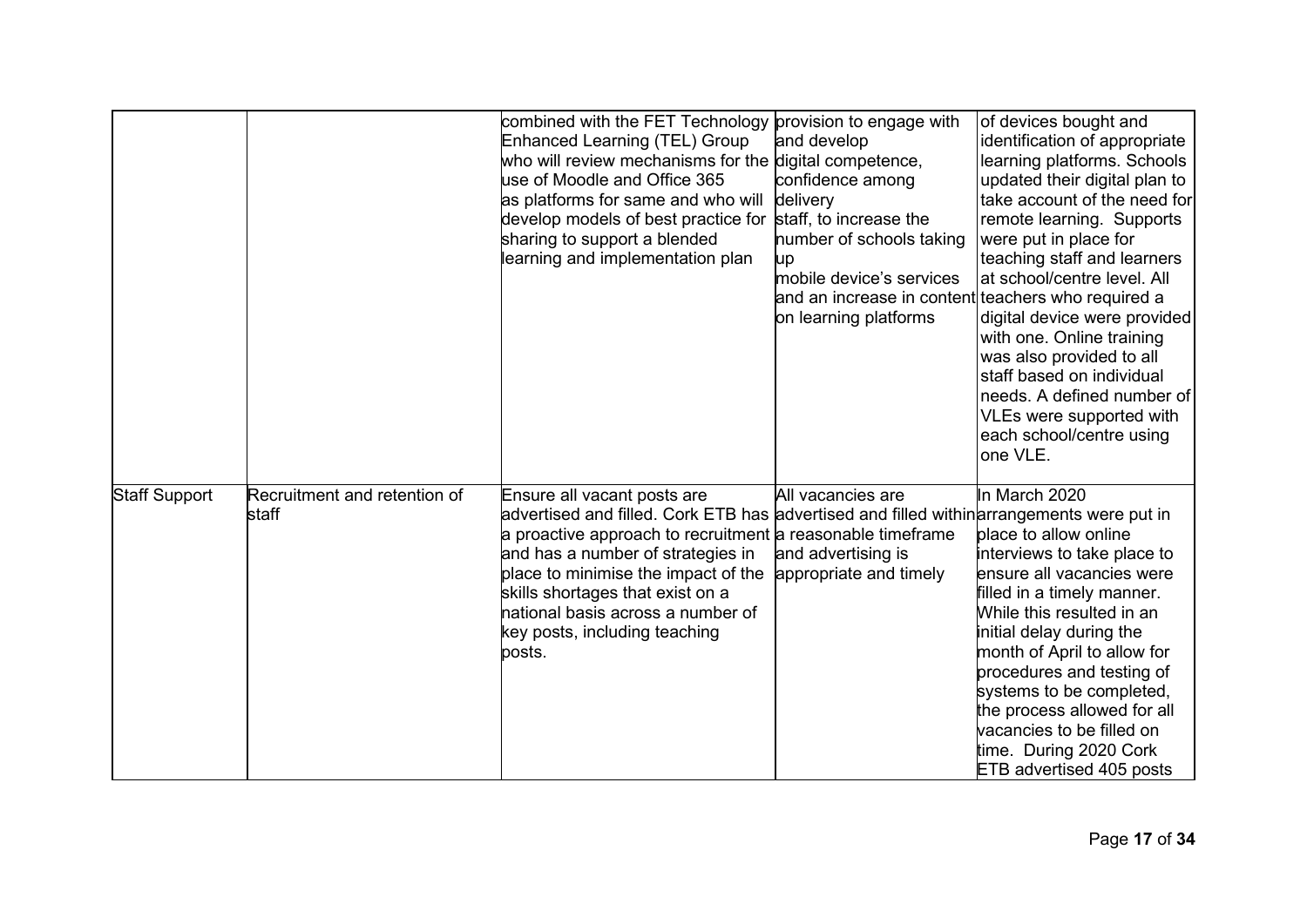| | | | | |
|---|---|---|---|---|
| | | combined with the FET Technology Enhanced Learning (TEL) Group who will review mechanisms for the use of Moodle and Office 365 as platforms for same and who will develop models of best practice for sharing to support a blended learning and implementation plan | provision to engage with and develop digital competence, confidence among delivery staff, to increase the number of schools taking up mobile device's services and an increase in content on learning platforms | of devices bought and identification of appropriate learning platforms. Schools updated their digital plan to take account of the need for remote learning. Supports were put in place for teaching staff and learners at school/centre level. All teachers who required a digital device were provided with one. Online training was also provided to all staff based on individual needs. A defined number of VLEs were supported with each school/centre using one VLE. |
| Staff Support | Recruitment and retention of staff | Ensure all vacant posts are advertised and filled. Cork ETB has a proactive approach to recruitment and has a number of strategies in place to minimise the impact of the skills shortages that exist on a national basis across a number of key posts, including teaching posts. | All vacancies are advertised and filled within a reasonable timeframe and advertising is appropriate and timely | In March 2020 arrangements were put in place to allow online interviews to take place to ensure all vacancies were filled in a timely manner. While this resulted in an initial delay during the month of April to allow for procedures and testing of systems to be completed, the process allowed for all vacancies to be filled on time. During 2020 Cork ETB advertised 405 posts |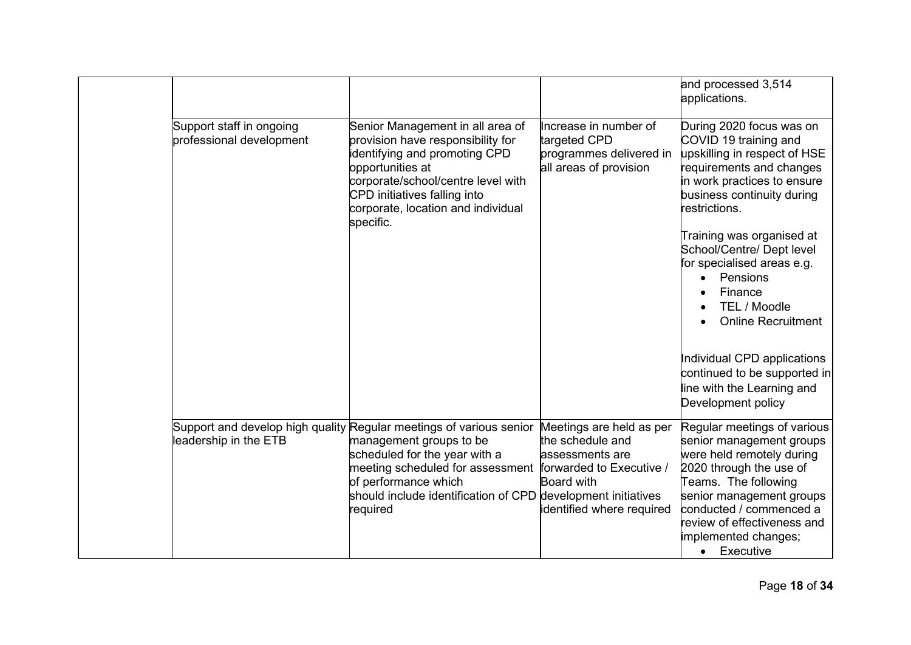| | | | | |
|---|---|---|---|---|
| | | | | and processed 3,514 applications. |
| | Support staff in ongoing professional development | Senior Management in all area of provision have responsibility for identifying and promoting CPD opportunities at corporate/school/centre level with CPD initiatives falling into corporate, location and individual specific. | Increase in number of targeted CPD programmes delivered in all areas of provision | During 2020 focus was on COVID 19 training and upskilling in respect of HSE requirements and changes in work practices to ensure business continuity during restrictions.<br><br>Training was organised at School/Centre/ Dept level for specialised areas e.g.<br>• Pensions<br>• Finance<br>• TEL / Moodle<br>• Online Recruitment<br><br>Individual CPD applications continued to be supported in line with the Learning and Development policy |
| | Support and develop high quality leadership in the ETB | Regular meetings of various senior management groups to be scheduled for the year with a meeting scheduled for assessment of performance which should include identification of CPD required | Meetings are held as per the schedule and assessments are forwarded to Executive / Board with development initiatives identified where required | Regular meetings of various senior management groups were held remotely during 2020 through the use of Teams. The following senior management groups conducted / commenced a review of effectiveness and implemented changes;<br>• Executive |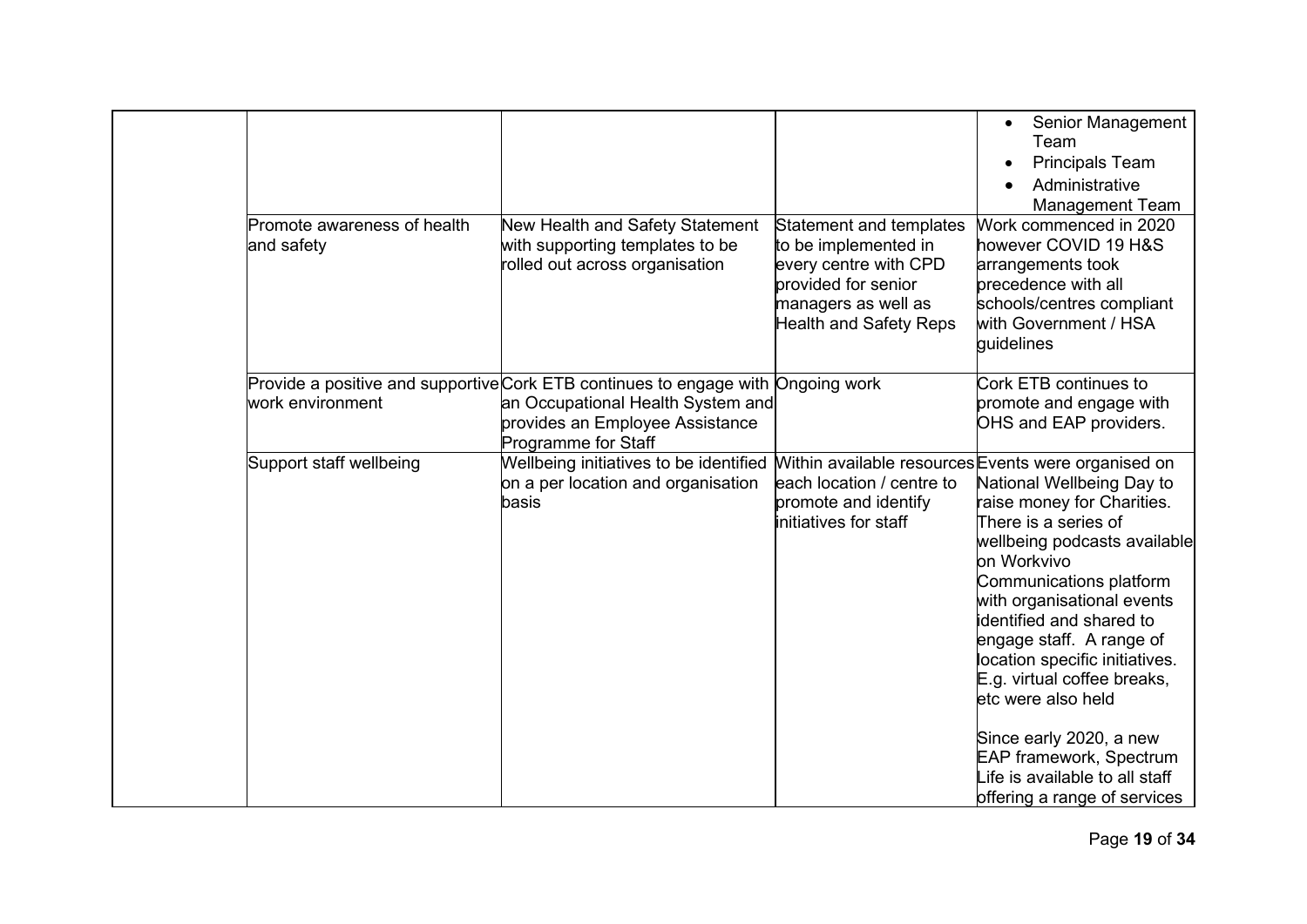| | | | | |
|---|---|---|---|---|
| | | | | • Senior Management Team<br>• Principals Team<br>• Administrative Management Team |
| | Promote awareness of health and safety | New Health and Safety Statement with supporting templates to be rolled out across organisation | Statement and templates to be implemented in every centre with CPD provided for senior managers as well as Health and Safety Reps | Work commenced in 2020 however COVID 19 H&S arrangements took precedence with all schools/centres compliant with Government / HSA guidelines |
| | Provide a positive and supportive work environment | Cork ETB continues to engage with an Occupational Health System and provides an Employee Assistance Programme for Staff | Ongoing work | Cork ETB continues to promote and engage with OHS and EAP providers. |
| | Support staff wellbeing | Wellbeing initiatives to be identified on a per location and organisation basis | Within available resources each location / centre to promote and identify initiatives for staff | Events were organised on National Wellbeing Day to raise money for Charities. There is a series of wellbeing podcasts available on Workvivo Communications platform with organisational events identified and shared to engage staff. A range of location specific initiatives. E.g. virtual coffee breaks, etc were also held<br><br>Since early 2020, a new EAP framework, Spectrum Life is available to all staff offering a range of services |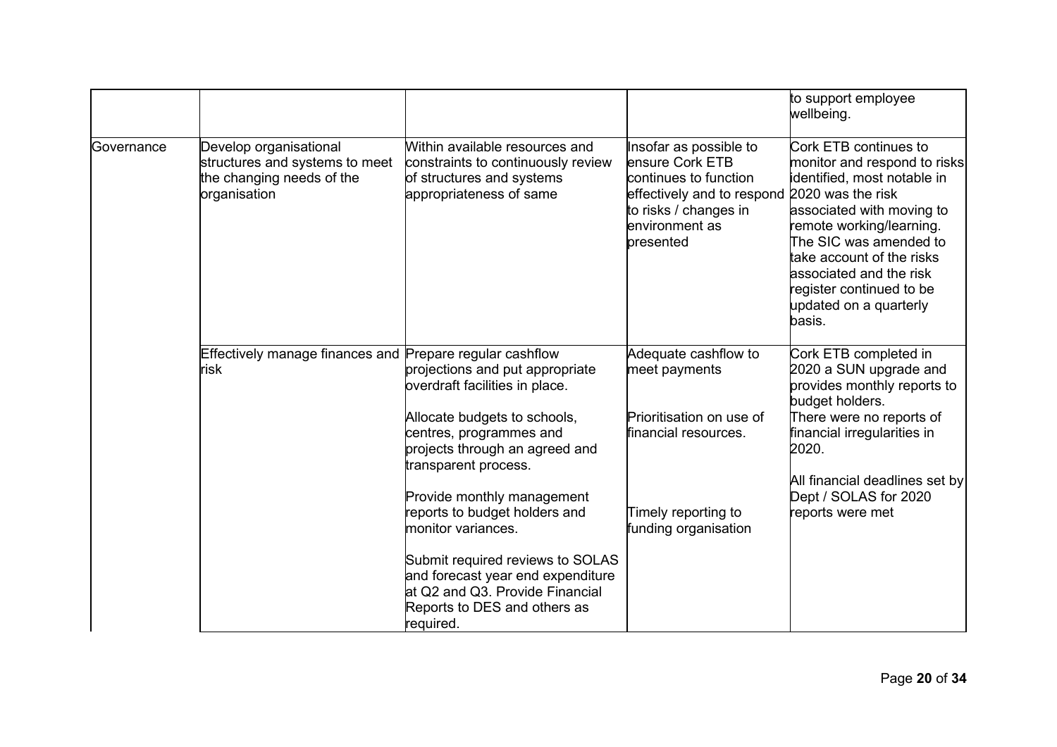| | | | | |
|---|---|---|---|---|
| | | | | to support employee wellbeing. |
| Governance | Develop organisational structures and systems to meet the changing needs of the organisation | Within available resources and constraints to continuously review of structures and systems appropriateness of same | Insofar as possible to ensure Cork ETB continues to function effectively and to respond to risks / changes in environment as presented | Cork ETB continues to monitor and respond to risks identified, most notable in 2020 was the risk associated with moving to remote working/learning. The SIC was amended to take account of the risks associated and the risk register continued to be updated on a quarterly basis. |
| | Effectively manage finances and risk | Prepare regular cashflow projections and put appropriate overdraft facilities in place.<br><br>Allocate budgets to schools, centres, programmes and projects through an agreed and transparent process.<br><br>Provide monthly management reports to budget holders and monitor variances.<br><br>Submit required reviews to SOLAS and forecast year end expenditure at Q2 and Q3. Provide Financial Reports to DES and others as required. | Adequate cashflow to meet payments<br><br>Prioritisation on use of financial resources.<br><br>Timely reporting to funding organisation | Cork ETB completed in 2020 a SUN upgrade and provides monthly reports to budget holders.<br>There were no reports of financial irregularities in 2020.<br><br>All financial deadlines set by Dept / SOLAS for 2020 reports were met |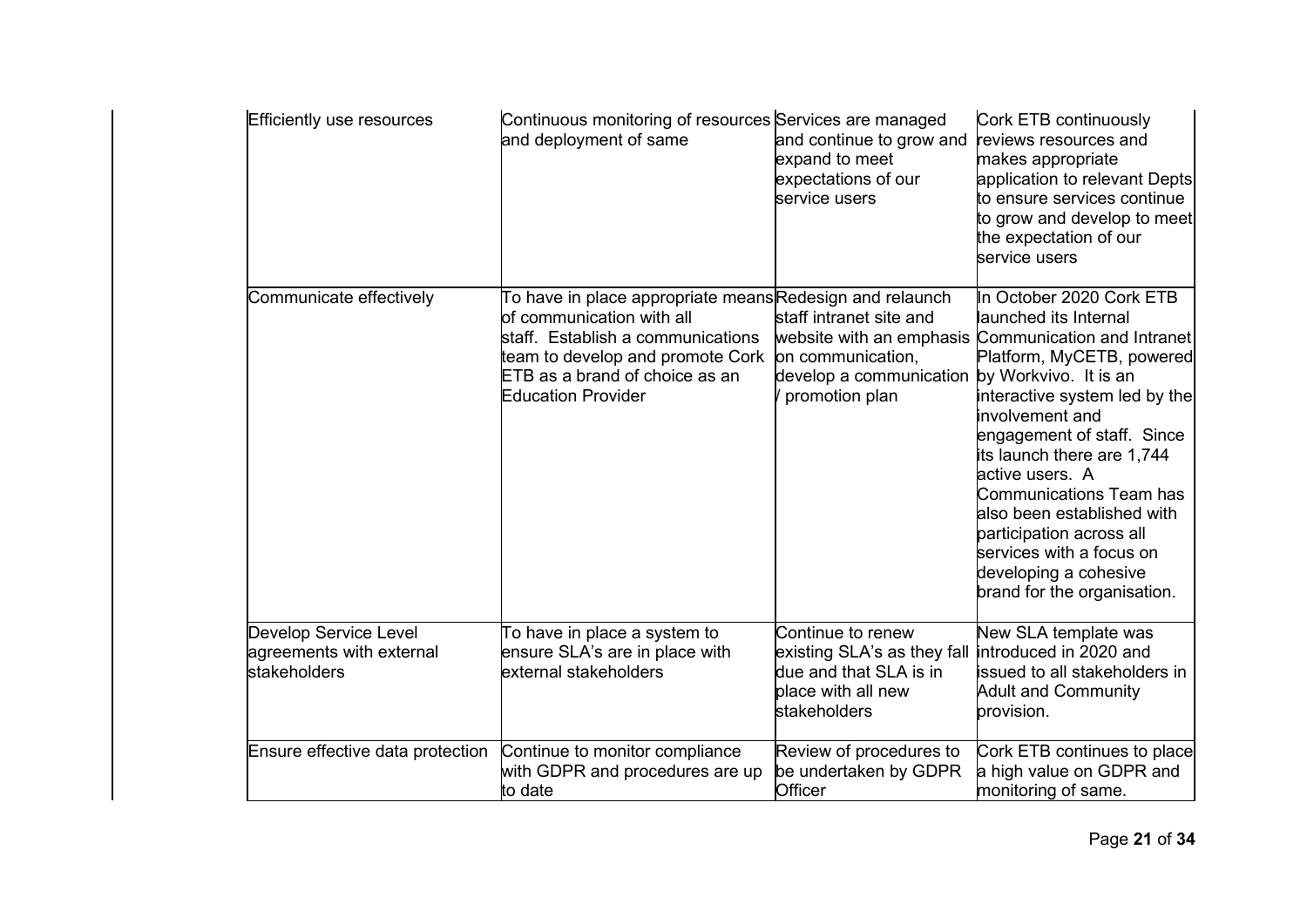| | | | |
|---|---|---|---|
| Efficiently use resources | Continuous monitoring of resources and deployment of same | Services are managed and continue to grow and expand to meet expectations of our service users | Cork ETB continuously reviews resources and makes appropriate application to relevant Depts to ensure services continue to grow and develop to meet the expectation of our service users |
| Communicate effectively | To have in place appropriate means of communication with all staff. Establish a communications team to develop and promote Cork ETB as a brand of choice as an Education Provider | Redesign and relaunch staff intranet site and website with an emphasis on communication, develop a communication / promotion plan | In October 2020 Cork ETB launched its Internal Communication and Intranet Platform, MyCETB, powered by Workvivo. It is an interactive system led by the involvement and engagement of staff. Since its launch there are 1,744 active users. A Communications Team has also been established with participation across all services with a focus on developing a cohesive brand for the organisation. |
| Develop Service Level agreements with external stakeholders | To have in place a system to ensure SLA's are in place with external stakeholders | Continue to renew existing SLA's as they fall due and that SLA is in place with all new stakeholders | New SLA template was introduced in 2020 and issued to all stakeholders in Adult and Community provision. |
| Ensure effective data protection | Continue to monitor compliance with GDPR and procedures are up to date | Review of procedures to be undertaken by GDPR Officer | Cork ETB continues to place a high value on GDPR and monitoring of same. |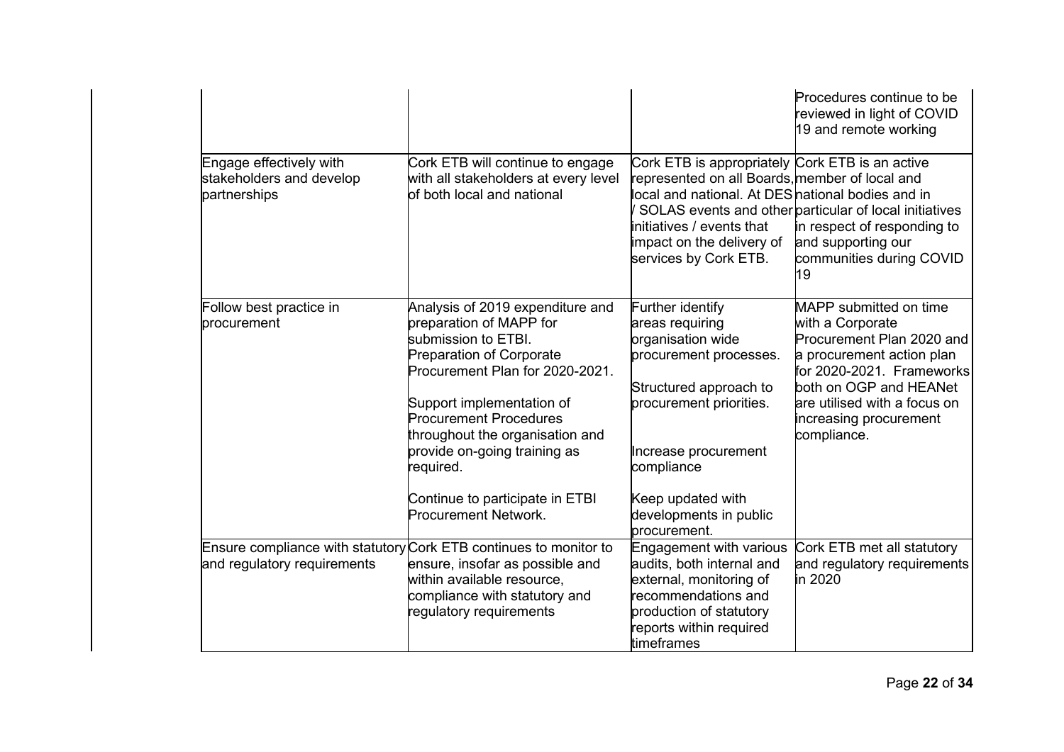| | | | |
|---|---|---|---|
| | | | Procedures continue to be reviewed in light of COVID 19 and remote working |
| Engage effectively with stakeholders and develop partnerships | Cork ETB will continue to engage with all stakeholders at every level of both local and national | Cork ETB is appropriately represented on all Boards, local and national. At DES / SOLAS events and other initiatives / events that impact on the delivery of services by Cork ETB. | Cork ETB is an active member of local and national bodies and in particular of local initiatives in respect of responding to and supporting our communities during COVID 19 |
| Follow best practice in procurement | Analysis of 2019 expenditure and preparation of MAPP for submission to ETBI.<br>Preparation of Corporate Procurement Plan for 2020-2021.<br><br>Support implementation of Procurement Procedures throughout the organisation and provide on-going training as required.<br><br>Continue to participate in ETBI Procurement Network. | Further identify areas requiring organisation wide procurement processes.<br><br>Structured approach to procurement priorities.<br><br>Increase procurement compliance<br><br>Keep updated with developments in public procurement. | MAPP submitted on time with a Corporate Procurement Plan 2020 and a procurement action plan for 2020-2021. Frameworks both on OGP and HEANet are utilised with a focus on increasing procurement compliance. |
| Ensure compliance with statutory and regulatory requirements | Cork ETB continues to monitor to ensure, insofar as possible and within available resource, compliance with statutory and regulatory requirements | Engagement with various audits, both internal and external, monitoring of recommendations and production of statutory reports within required timeframes | Cork ETB met all statutory and regulatory requirements in 2020 |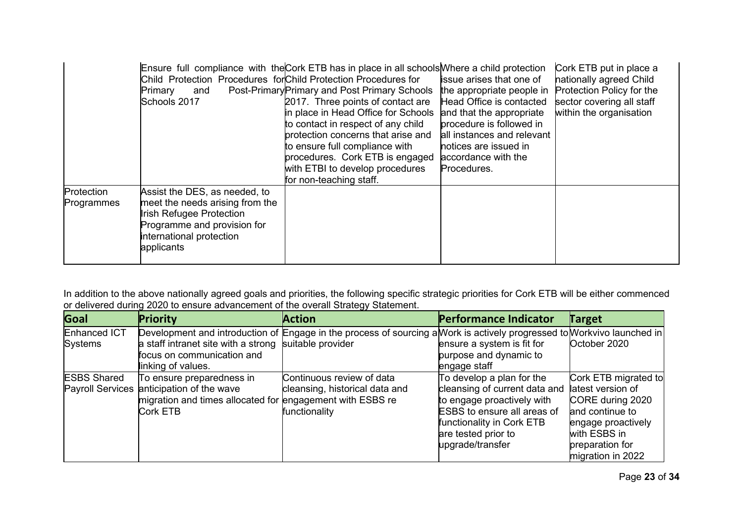|  | Ensure full compliance with the Child Protection Procedures for Primary and Post-Primary Schools 2017 | Cork ETB has in place in all schools Child Protection Procedures for Primary and Post Primary Schools 2017. Three points of contact are in place in Head Office for Schools to contact in respect of any child protection concerns that arise and to ensure full compliance with procedures. Cork ETB is engaged with ETBI to develop procedures for non-teaching staff. | Where a child protection issue arises that one of the appropriate people in Head Office is contacted and that the appropriate procedure is followed in all instances and relevant notices are issued in accordance with the Procedures. | Cork ETB put in place a nationally agreed Child Protection Policy for the sector covering all staff within the organisation |
|---|---|---|---|---|
| Protection Programmes | Assist the DES, as needed, to meet the needs arising from the Irish Refugee Protection Programme and provision for international protection applicants |  |  |  |

In addition to the above nationally agreed goals and priorities, the following specific strategic priorities for Cork ETB will be either commenced or delivered during 2020 to ensure advancement of the overall Strategy Statement.

| Goal | Priority | Action | Performance Indicator | Target |
|---|---|---|---|---|
| Enhanced ICT Systems | Development and introduction of a staff intranet site with a strong focus on communication and linking of values. | Engage in the process of sourcing a suitable provider | Work is actively progressed to ensure a system is fit for purpose and dynamic to engage staff | Workvivo launched in October 2020 |
| ESBS Shared Payroll Services | To ensure preparedness in anticipation of the wave migration and times allocated for Cork ETB | Continuous review of data cleansing, historical data and engagement with ESBS re functionality | To develop a plan for the cleansing of current data and to engage proactively with ESBS to ensure all areas of functionality in Cork ETB are tested prior to upgrade/transfer | Cork ETB migrated to latest version of CORE during 2020 and continue to engage proactively with ESBS in preparation for migration in 2022 |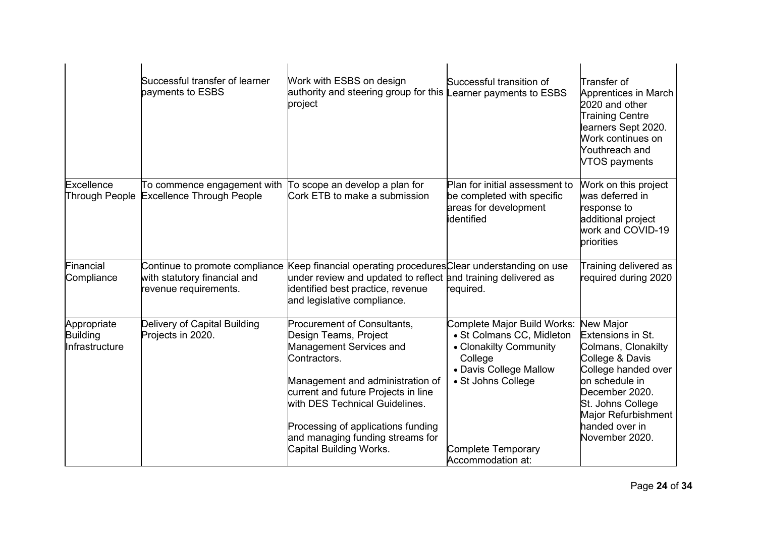| | | | | |
|---|---|---|---|---|
| | Successful transfer of learner payments to ESBS | Work with ESBS on design authority and steering group for this project | Successful transition of Learner payments to ESBS | Transfer of Apprentices in March 2020 and other Training Centre learners Sept 2020. Work continues on Youthreach and VTOS payments |
| Excellence Through People | To commence engagement with Excellence Through People | To scope an develop a plan for Cork ETB to make a submission | Plan for initial assessment to be completed with specific areas for development identified | Work on this project was deferred in response to additional project work and COVID-19 priorities |
| Financial Compliance | Continue to promote compliance with statutory financial and revenue requirements. | Keep financial operating procedures under review and updated to reflect identified best practice, revenue and legislative compliance. | Clear understanding on use and training delivered as required. | Training delivered as required during 2020 |
| Appropriate Building Infrastructure | Delivery of Capital Building Projects in 2020. | Procurement of Consultants, Design Teams, Project Management Services and Contractors.<br><br>Management and administration of current and future Projects in line with DES Technical Guidelines.<br><br>Processing of applications funding and managing funding streams for Capital Building Works. | Complete Major Build Works:<br>• St Colmans CC, Midleton<br>• Clonakilty Community College<br>• Davis College Mallow<br>• St Johns College<br><br>Complete Temporary Accommodation at: | New Major Extensions in St. Colmans, Clonakilty College & Davis College handed over on schedule in December 2020. St. Johns College Major Refurbishment handed over in November 2020. |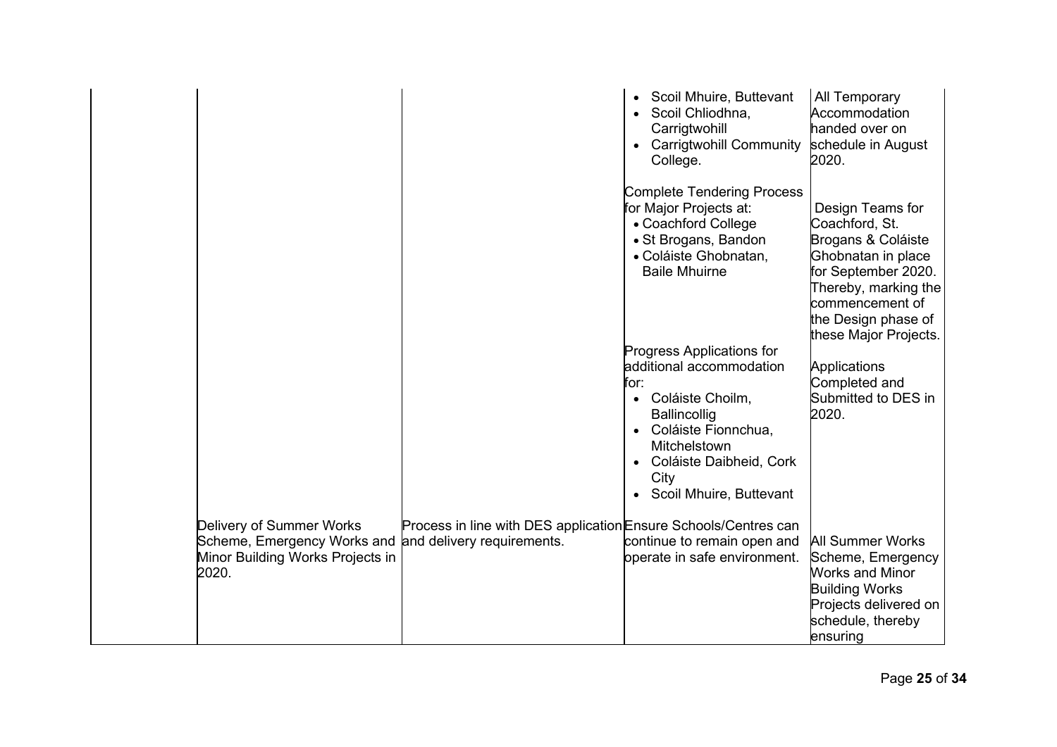| | | | | |
|---|---|---|---|---|
| | | | • Scoil Mhuire, Buttevant<br>• Scoil Chliodhna, Carrigtwohill<br>• Carrigtwohill Community College. | All Temporary Accommodation handed over on schedule in August 2020. |
| | | | Complete Tendering Process for Major Projects at:<br>• Coachford College<br>• St Brogans, Bandon<br>• Coláiste Ghobnatan, Baile Mhuirne | Design Teams for Coachford, St. Brogans & Coláiste Ghobnatan in place for September 2020. Thereby, marking the commencement of the Design phase of these Major Projects. |
| | | | Progress Applications for additional accommodation for:<br>• Coláiste Choilm, Ballincollig<br>• Coláiste Fionnchua, Mitchelstown<br>• Coláiste Daibheid, Cork City<br>• Scoil Mhuire, Buttevant | Applications Completed and Submitted to DES in 2020. |
| | Delivery of Summer Works Scheme, Emergency Works and Minor Building Works Projects in 2020. | Process in line with DES application and delivery requirements. | Ensure Schools/Centres can continue to remain open and operate in safe environment. | All Summer Works Scheme, Emergency Works and Minor Building Works Projects delivered on schedule, thereby ensuring |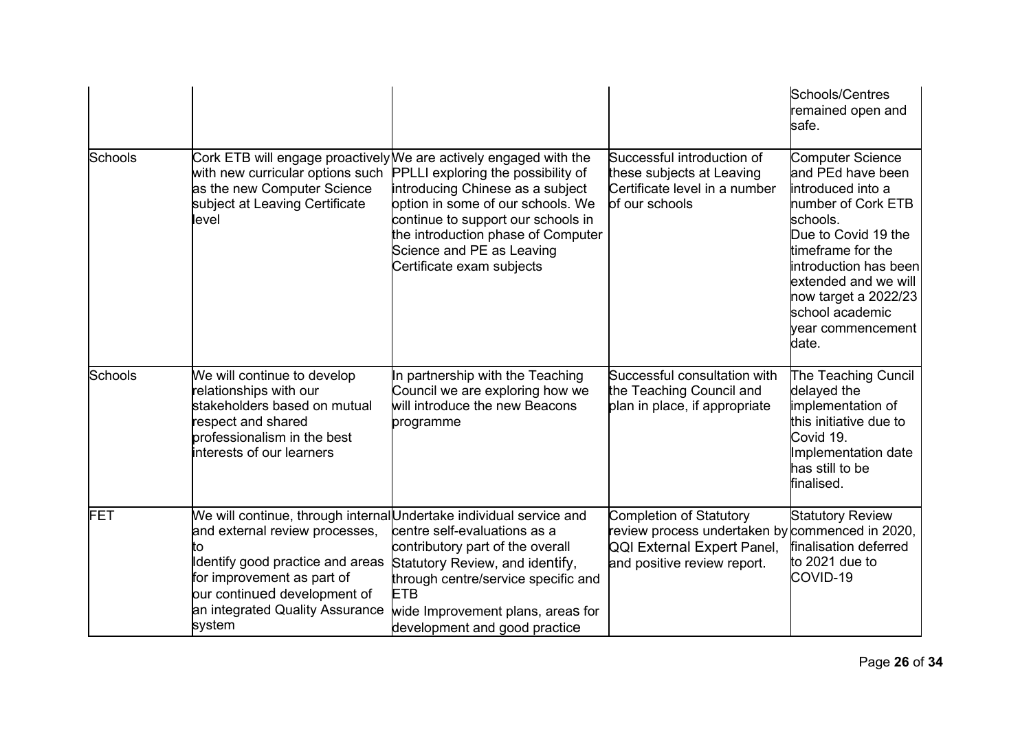| | | | | Schools/Centres remained open and safe. |
|---|---|---|---|---|
| Schools | Cork ETB will engage proactively with new curricular options such as the new Computer Science subject at Leaving Certificate level | We are actively engaged with the PPLLI exploring the possibility of introducing Chinese as a subject option in some of our schools. We continue to support our schools in the introduction phase of Computer Science and PE as Leaving Certificate exam subjects | Successful introduction of these subjects at Leaving Certificate level in a number of our schools | Computer Science and PEd have been introduced into a number of Cork ETB schools.<br>Due to Covid 19 the timeframe for the introduction has been extended and we will now target a 2022/23 school academic year commencement date. |
| Schools | We will continue to develop relationships with our stakeholders based on mutual respect and shared professionalism in the best interests of our learners | In partnership with the Teaching Council we are exploring how we will introduce the new Beacons programme | Successful consultation with the Teaching Council and plan in place, if appropriate | The Teaching Cuncil delayed the implementation of this initiative due to Covid 19. Implementation date has still to be finalised. |
| FET | We will continue, through internal and external review processes, to<br>Identify good practice and areas for improvement as part of our continued development of an integrated Quality Assurance system | Undertake individual service and centre self-evaluations as a contributory part of the overall Statutory Review, and identify, through centre/service specific and ETB wide Improvement plans, areas for development and good practice | Completion of Statutory review process undertaken by QQI External Expert Panel, and positive review report. | Statutory Review commenced in 2020, finalisation deferred to 2021 due to COVID-19 |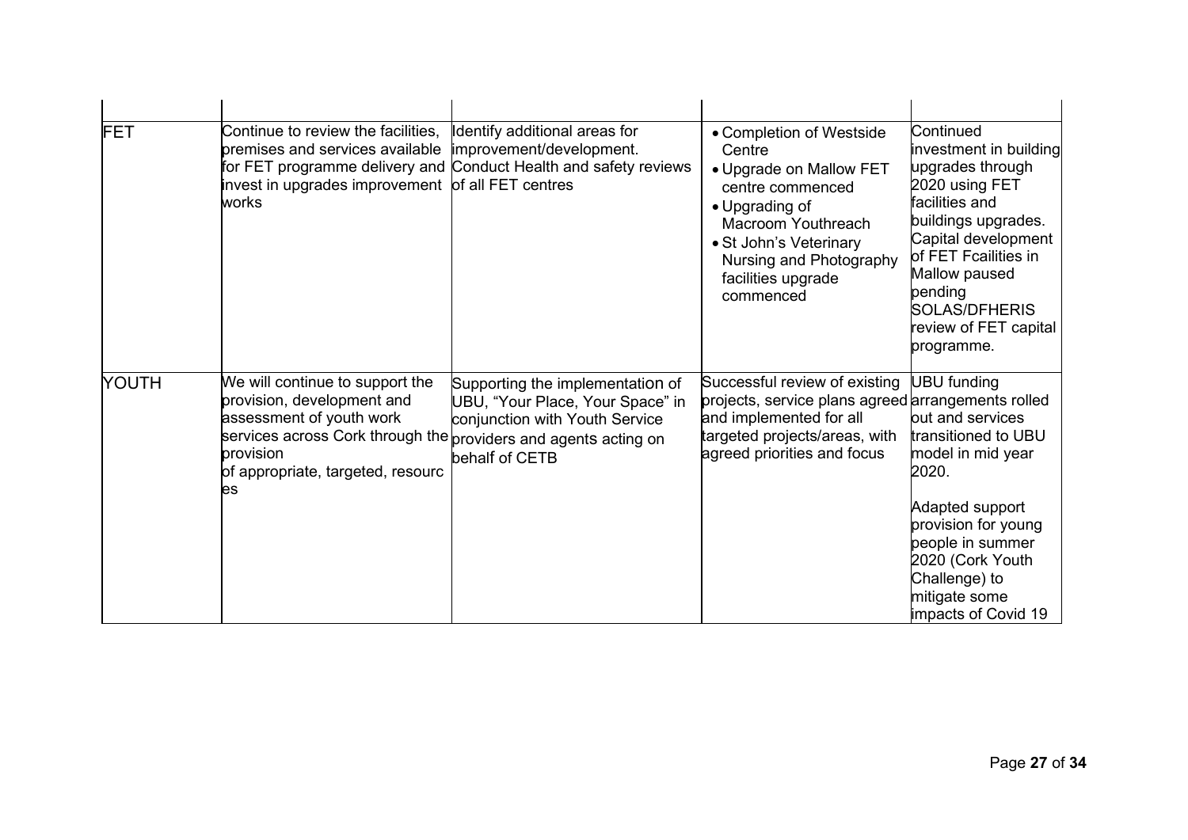| | | | | |
|---|---|---|---|---|
| FET | Continue to review the facilities, premises and services available for FET programme delivery and invest in upgrades improvement works | Identify additional areas for improvement/development. Conduct Health and safety reviews of all FET centres | • Completion of Westside Centre<br>• Upgrade on Mallow FET centre commenced<br>• Upgrading of Macroom Youthreach<br>• St John's Veterinary Nursing and Photography facilities upgrade commenced | Continued investment in building upgrades through 2020 using FET facilities and buildings upgrades. Capital development of FET Fcailities in Mallow paused pending SOLAS/DFHERIS review of FET capital programme. |
| YOUTH | We will continue to support the provision, development and assessment of youth work services across Cork through the provision of appropriate, targeted, resourc es | Supporting the implementation of UBU, "Your Place, Your Space" in conjunction with Youth Service providers and agents acting on behalf of CETB | Successful review of existing projects, service plans agreed and implemented for all targeted projects/areas, with agreed priorities and focus | UBU funding arrangements rolled out and services transitioned to UBU model in mid year 2020.<br><br>Adapted support provision for young people in summer 2020 (Cork Youth Challenge) to mitigate some impacts of Covid 19 |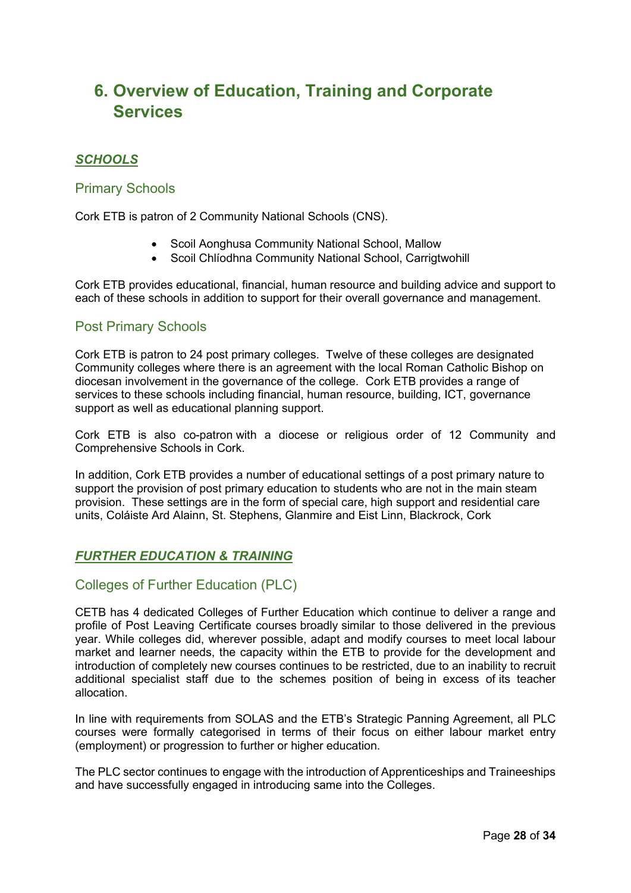# 6. Overview of Education, Training and Corporate Services

## ***SCHOOLS***

### Primary Schools

Cork ETB is patron of 2 Community National Schools (CNS).

- Scoil Aonghusa Community National School, Mallow
- Scoil Chlíodhna Community National School, Carrigtwohill

Cork ETB provides educational, financial, human resource and building advice and support to each of these schools in addition to support for their overall governance and management.

### Post Primary Schools

Cork ETB is patron to 24 post primary colleges. Twelve of these colleges are designated Community colleges where there is an agreement with the local Roman Catholic Bishop on diocesan involvement in the governance of the college. Cork ETB provides a range of services to these schools including financial, human resource, building, ICT, governance support as well as educational planning support.

Cork ETB is also co-patron with a diocese or religious order of 12 Community and Comprehensive Schools in Cork.

In addition, Cork ETB provides a number of educational settings of a post primary nature to support the provision of post primary education to students who are not in the main steam provision. These settings are in the form of special care, high support and residential care units, Coláiste Ard Alainn, St. Stephens, Glanmire and Eist Linn, Blackrock, Cork

## ***FURTHER EDUCATION & TRAINING***

### Colleges of Further Education (PLC)

CETB has 4 dedicated Colleges of Further Education which continue to deliver a range and profile of Post Leaving Certificate courses broadly similar to those delivered in the previous year. While colleges did, wherever possible, adapt and modify courses to meet local labour market and learner needs, the capacity within the ETB to provide for the development and introduction of completely new courses continues to be restricted, due to an inability to recruit additional specialist staff due to the schemes position of being in excess of its teacher allocation.

In line with requirements from SOLAS and the ETB's Strategic Panning Agreement, all PLC courses were formally categorised in terms of their focus on either labour market entry (employment) or progression to further or higher education.

The PLC sector continues to engage with the introduction of Apprenticeships and Traineeships and have successfully engaged in introducing same into the Colleges.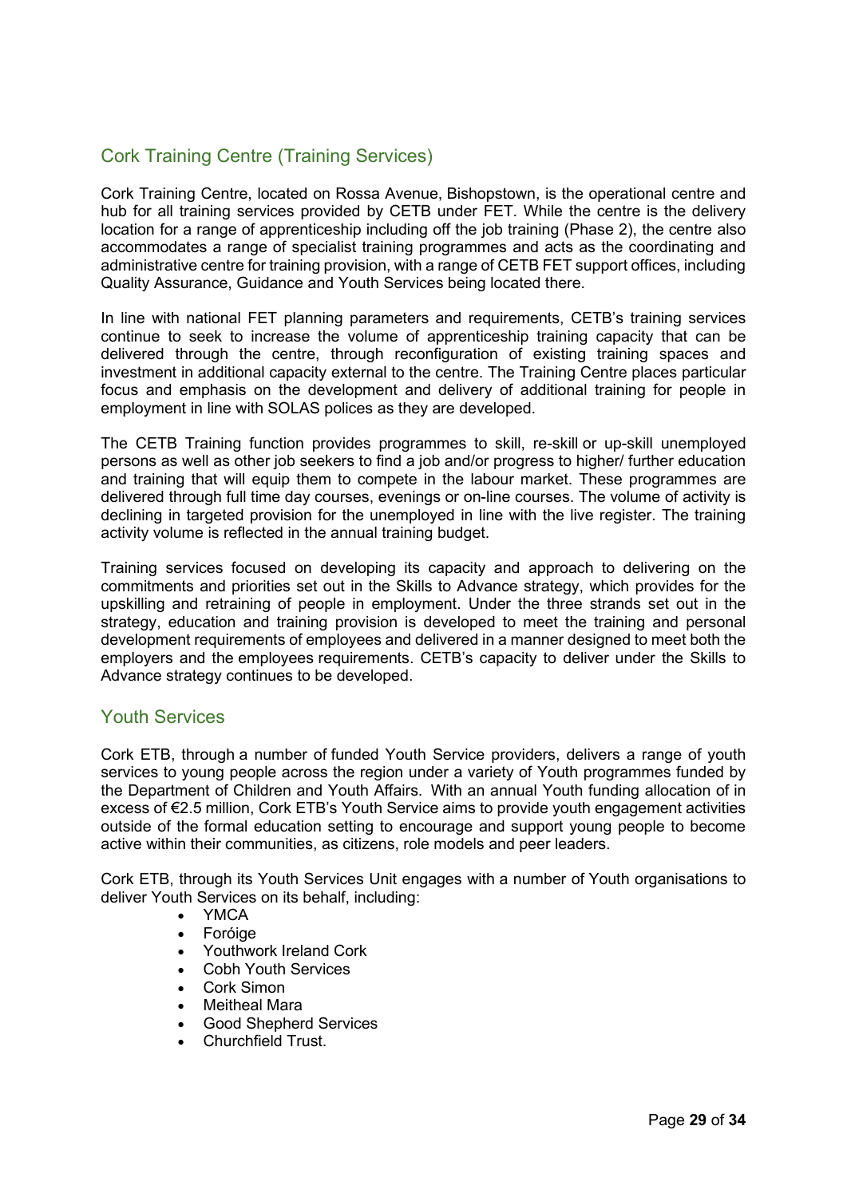## Cork Training Centre (Training Services)

Cork Training Centre, located on Rossa Avenue, Bishopstown, is the operational centre and hub for all training services provided by CETB under FET. While the centre is the delivery location for a range of apprenticeship including off the job training (Phase 2), the centre also accommodates a range of specialist training programmes and acts as the coordinating and administrative centre for training provision, with a range of CETB FET support offices, including Quality Assurance, Guidance and Youth Services being located there.

In line with national FET planning parameters and requirements, CETB's training services continue to seek to increase the volume of apprenticeship training capacity that can be delivered through the centre, through reconfiguration of existing training spaces and investment in additional capacity external to the centre. The Training Centre places particular focus and emphasis on the development and delivery of additional training for people in employment in line with SOLAS polices as they are developed.

The CETB Training function provides programmes to skill, re-skill or up-skill unemployed persons as well as other job seekers to find a job and/or progress to higher/ further education and training that will equip them to compete in the labour market. These programmes are delivered through full time day courses, evenings or on-line courses. The volume of activity is declining in targeted provision for the unemployed in line with the live register. The training activity volume is reflected in the annual training budget.

Training services focused on developing its capacity and approach to delivering on the commitments and priorities set out in the Skills to Advance strategy, which provides for the upskilling and retraining of people in employment. Under the three strands set out in the strategy, education and training provision is developed to meet the training and personal development requirements of employees and delivered in a manner designed to meet both the employers and the employees requirements. CETB's capacity to deliver under the Skills to Advance strategy continues to be developed.

## Youth Services

Cork ETB, through a number of funded Youth Service providers, delivers a range of youth services to young people across the region under a variety of Youth programmes funded by the Department of Children and Youth Affairs. With an annual Youth funding allocation of in excess of €2.5 million, Cork ETB's Youth Service aims to provide youth engagement activities outside of the formal education setting to encourage and support young people to become active within their communities, as citizens, role models and peer leaders.

Cork ETB, through its Youth Services Unit engages with a number of Youth organisations to deliver Youth Services on its behalf, including:

- YMCA
- Foróige
- Youthwork Ireland Cork
- Cobh Youth Services
- Cork Simon
- Meitheal Mara
- Good Shepherd Services
- Churchfield Trust.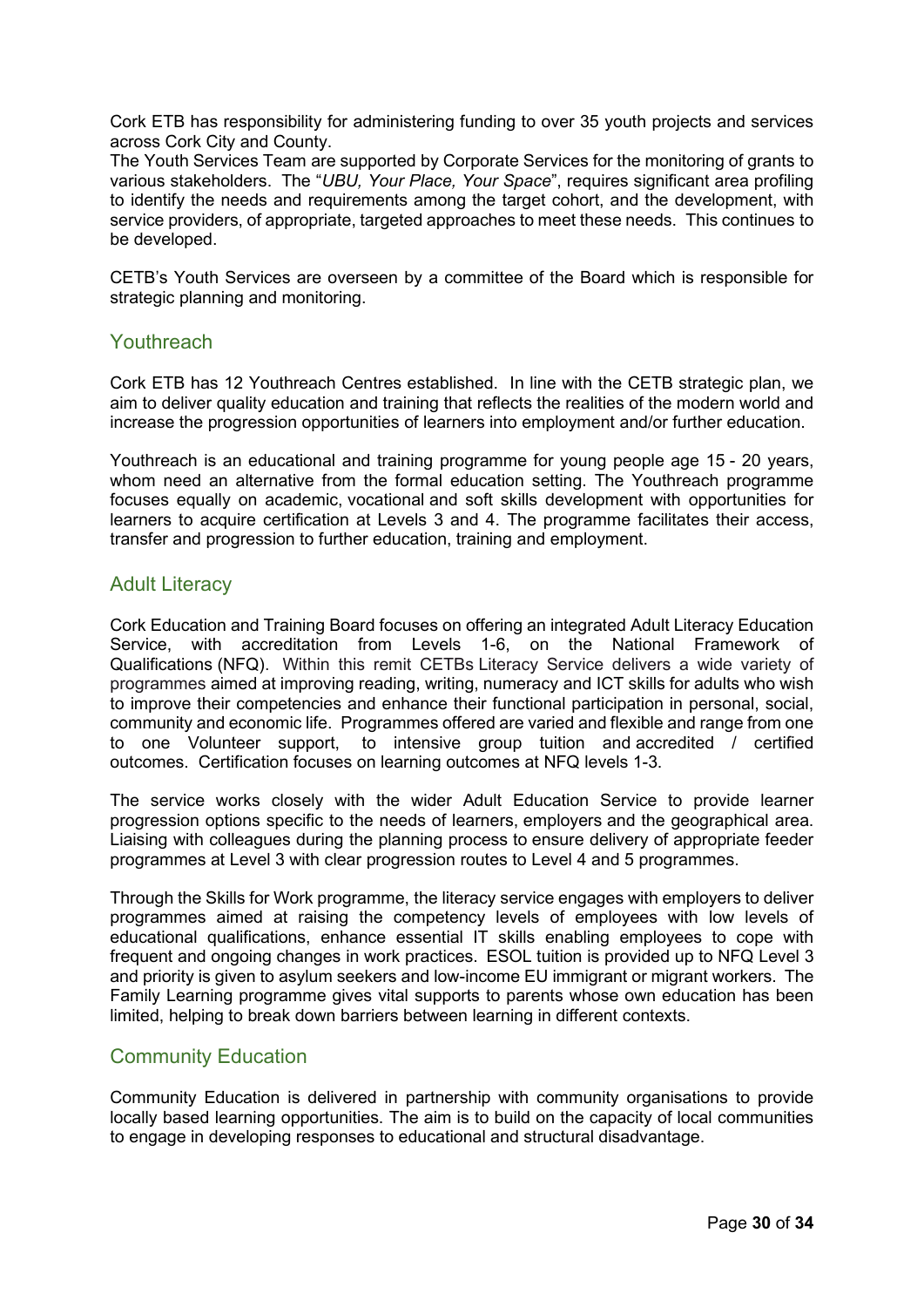Cork ETB has responsibility for administering funding to over 35 youth projects and services across Cork City and County.
The Youth Services Team are supported by Corporate Services for the monitoring of grants to various stakeholders. The "*UBU, Your Place, Your Space*", requires significant area profiling to identify the needs and requirements among the target cohort, and the development, with service providers, of appropriate, targeted approaches to meet these needs. This continues to be developed.

CETB's Youth Services are overseen by a committee of the Board which is responsible for strategic planning and monitoring.

## Youthreach

Cork ETB has 12 Youthreach Centres established. In line with the CETB strategic plan, we aim to deliver quality education and training that reflects the realities of the modern world and increase the progression opportunities of learners into employment and/or further education.

Youthreach is an educational and training programme for young people age 15 - 20 years, whom need an alternative from the formal education setting. The Youthreach programme focuses equally on academic, vocational and soft skills development with opportunities for learners to acquire certification at Levels 3 and 4. The programme facilitates their access, transfer and progression to further education, training and employment.

## Adult Literacy

Cork Education and Training Board focuses on offering an integrated Adult Literacy Education Service, with accreditation from Levels 1-6, on the National Framework of Qualifications (NFQ). Within this remit CETBs Literacy Service delivers a wide variety of programmes aimed at improving reading, writing, numeracy and ICT skills for adults who wish to improve their competencies and enhance their functional participation in personal, social, community and economic life. Programmes offered are varied and flexible and range from one to one Volunteer support, to intensive group tuition and accredited / certified outcomes. Certification focuses on learning outcomes at NFQ levels 1-3.

The service works closely with the wider Adult Education Service to provide learner progression options specific to the needs of learners, employers and the geographical area. Liaising with colleagues during the planning process to ensure delivery of appropriate feeder programmes at Level 3 with clear progression routes to Level 4 and 5 programmes.

Through the Skills for Work programme, the literacy service engages with employers to deliver programmes aimed at raising the competency levels of employees with low levels of educational qualifications, enhance essential IT skills enabling employees to cope with frequent and ongoing changes in work practices. ESOL tuition is provided up to NFQ Level 3 and priority is given to asylum seekers and low-income EU immigrant or migrant workers. The Family Learning programme gives vital supports to parents whose own education has been limited, helping to break down barriers between learning in different contexts.

## Community Education

Community Education is delivered in partnership with community organisations to provide locally based learning opportunities. The aim is to build on the capacity of local communities to engage in developing responses to educational and structural disadvantage.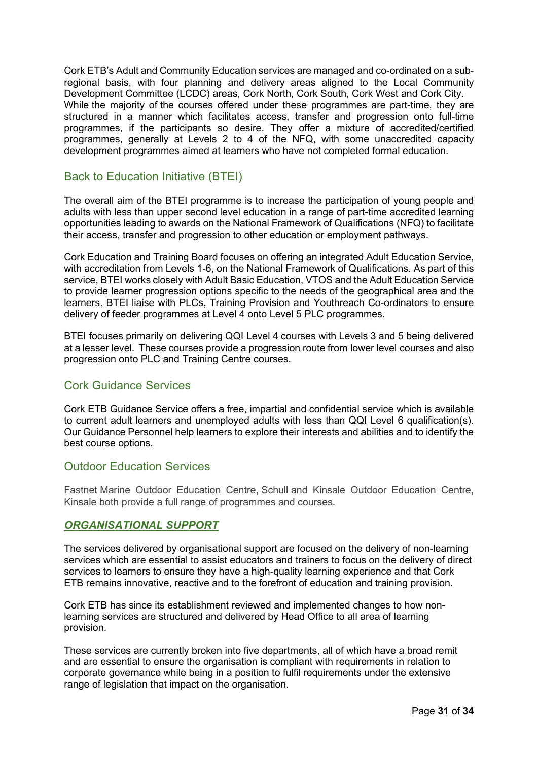Cork ETB's Adult and Community Education services are managed and co-ordinated on a sub-regional basis, with four planning and delivery areas aligned to the Local Community Development Committee (LCDC) areas, Cork North, Cork South, Cork West and Cork City. While the majority of the courses offered under these programmes are part-time, they are structured in a manner which facilitates access, transfer and progression onto full-time programmes, if the participants so desire. They offer a mixture of accredited/certified programmes, generally at Levels 2 to 4 of the NFQ, with some unaccredited capacity development programmes aimed at learners who have not completed formal education.

## Back to Education Initiative (BTEI)

The overall aim of the BTEI programme is to increase the participation of young people and adults with less than upper second level education in a range of part-time accredited learning opportunities leading to awards on the National Framework of Qualifications (NFQ) to facilitate their access, transfer and progression to other education or employment pathways.

Cork Education and Training Board focuses on offering an integrated Adult Education Service, with accreditation from Levels 1-6, on the National Framework of Qualifications. As part of this service, BTEI works closely with Adult Basic Education, VTOS and the Adult Education Service to provide learner progression options specific to the needs of the geographical area and the learners. BTEI liaise with PLCs, Training Provision and Youthreach Co-ordinators to ensure delivery of feeder programmes at Level 4 onto Level 5 PLC programmes.

BTEI focuses primarily on delivering QQI Level 4 courses with Levels 3 and 5 being delivered at a lesser level. These courses provide a progression route from lower level courses and also progression onto PLC and Training Centre courses.

## Cork Guidance Services

Cork ETB Guidance Service offers a free, impartial and confidential service which is available to current adult learners and unemployed adults with less than QQI Level 6 qualification(s). Our Guidance Personnel help learners to explore their interests and abilities and to identify the best course options.

## Outdoor Education Services

Fastnet Marine Outdoor Education Centre, Schull and Kinsale Outdoor Education Centre, Kinsale both provide a full range of programmes and courses.

## ***ORGANISATIONAL SUPPORT***

The services delivered by organisational support are focused on the delivery of non-learning services which are essential to assist educators and trainers to focus on the delivery of direct services to learners to ensure they have a high-quality learning experience and that Cork ETB remains innovative, reactive and to the forefront of education and training provision.

Cork ETB has since its establishment reviewed and implemented changes to how non-learning services are structured and delivered by Head Office to all area of learning provision.

These services are currently broken into five departments, all of which have a broad remit and are essential to ensure the organisation is compliant with requirements in relation to corporate governance while being in a position to fulfil requirements under the extensive range of legislation that impact on the organisation.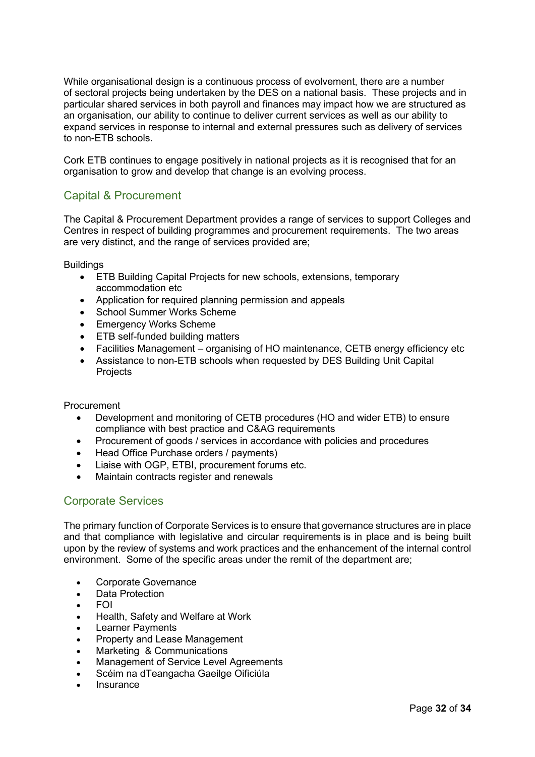While organisational design is a continuous process of evolvement, there are a number of sectoral projects being undertaken by the DES on a national basis. These projects and in particular shared services in both payroll and finances may impact how we are structured as an organisation, our ability to continue to deliver current services as well as our ability to expand services in response to internal and external pressures such as delivery of services to non-ETB schools.

Cork ETB continues to engage positively in national projects as it is recognised that for an organisation to grow and develop that change is an evolving process.

## Capital & Procurement

The Capital & Procurement Department provides a range of services to support Colleges and Centres in respect of building programmes and procurement requirements. The two areas are very distinct, and the range of services provided are;

Buildings

- ETB Building Capital Projects for new schools, extensions, temporary accommodation etc
- Application for required planning permission and appeals
- School Summer Works Scheme
- Emergency Works Scheme
- ETB self-funded building matters
- Facilities Management – organising of HO maintenance, CETB energy efficiency etc
- Assistance to non-ETB schools when requested by DES Building Unit Capital Projects

Procurement

- Development and monitoring of CETB procedures (HO and wider ETB) to ensure compliance with best practice and C&AG requirements
- Procurement of goods / services in accordance with policies and procedures
- Head Office Purchase orders / payments)
- Liaise with OGP, ETBI, procurement forums etc.
- Maintain contracts register and renewals

## Corporate Services

The primary function of Corporate Services is to ensure that governance structures are in place and that compliance with legislative and circular requirements is in place and is being built upon by the review of systems and work practices and the enhancement of the internal control environment. Some of the specific areas under the remit of the department are;

- Corporate Governance
- Data Protection
- FOI
- Health, Safety and Welfare at Work
- Learner Payments
- Property and Lease Management
- Marketing & Communications
- Management of Service Level Agreements
- Scéim na dTeangacha Gaeilge Oificiúla
- Insurance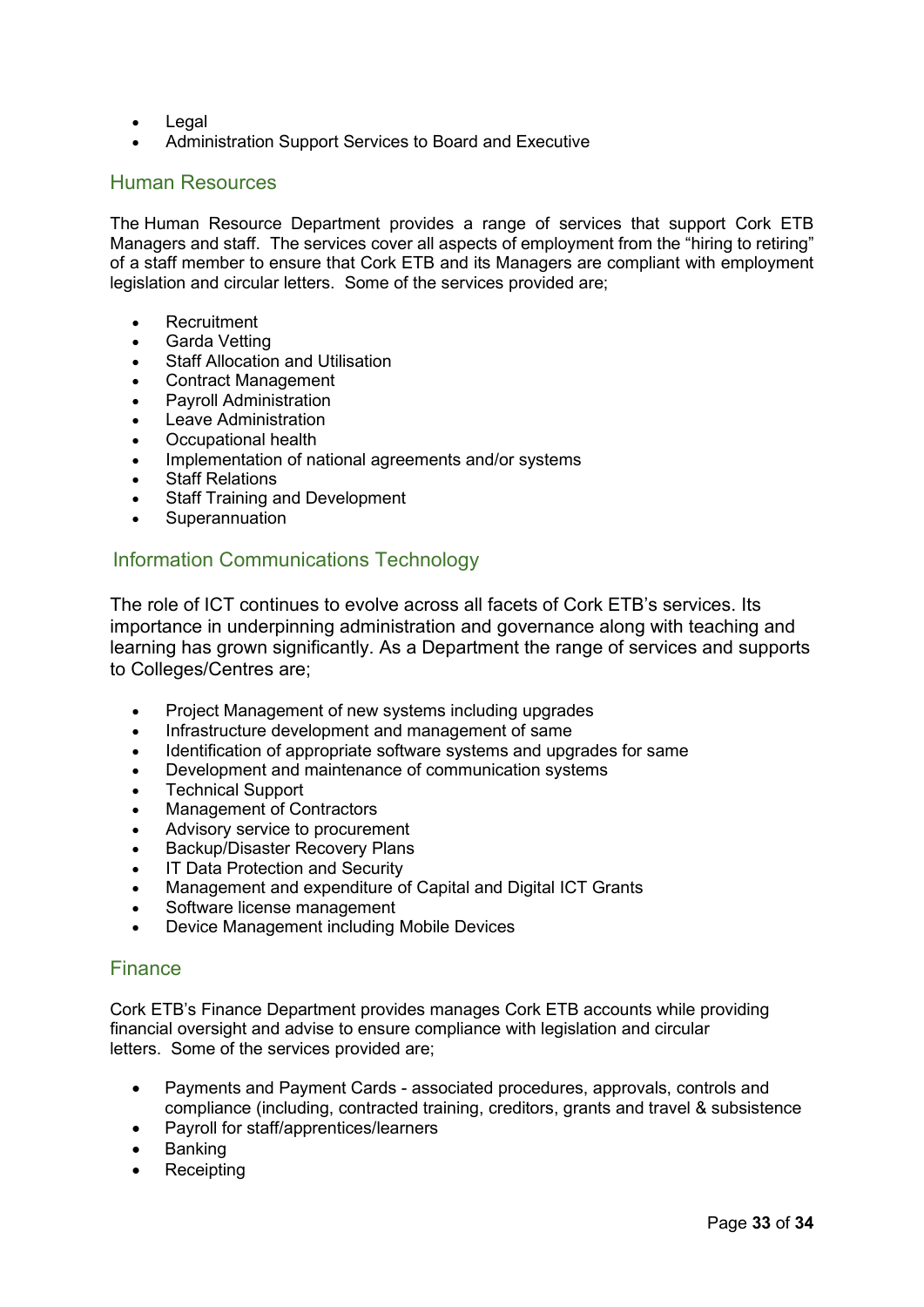- Legal
- Administration Support Services to Board and Executive

## Human Resources

The Human Resource Department provides a range of services that support Cork ETB Managers and staff. The services cover all aspects of employment from the “hiring to retiring” of a staff member to ensure that Cork ETB and its Managers are compliant with employment legislation and circular letters. Some of the services provided are;

- Recruitment
- Garda Vetting
- Staff Allocation and Utilisation
- Contract Management
- Payroll Administration
- Leave Administration
- Occupational health
- Implementation of national agreements and/or systems
- Staff Relations
- Staff Training and Development
- Superannuation

## Information Communications Technology

The role of ICT continues to evolve across all facets of Cork ETB’s services. Its importance in underpinning administration and governance along with teaching and learning has grown significantly. As a Department the range of services and supports to Colleges/Centres are;

- Project Management of new systems including upgrades
- Infrastructure development and management of same
- Identification of appropriate software systems and upgrades for same
- Development and maintenance of communication systems
- Technical Support
- Management of Contractors
- Advisory service to procurement
- Backup/Disaster Recovery Plans
- IT Data Protection and Security
- Management and expenditure of Capital and Digital ICT Grants
- Software license management
- Device Management including Mobile Devices

## Finance

Cork ETB’s Finance Department provides manages Cork ETB accounts while providing financial oversight and advise to ensure compliance with legislation and circular letters. Some of the services provided are;

- Payments and Payment Cards - associated procedures, approvals, controls and compliance (including, contracted training, creditors, grants and travel & subsistence
- Payroll for staff/apprentices/learners
- Banking
- Receipting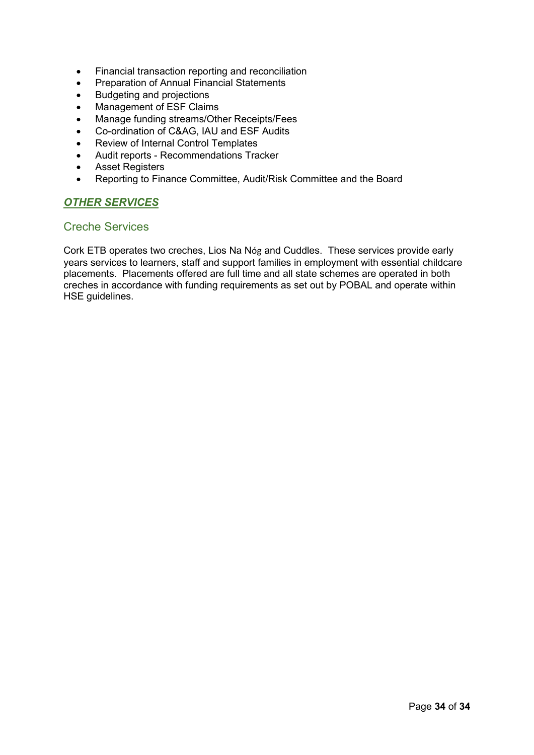- Financial transaction reporting and reconciliation
- Preparation of Annual Financial Statements
- Budgeting and projections
- Management of ESF Claims
- Manage funding streams/Other Receipts/Fees
- Co-ordination of C&AG, IAU and ESF Audits
- Review of Internal Control Templates
- Audit reports - Recommendations Tracker
- Asset Registers
- Reporting to Finance Committee, Audit/Risk Committee and the Board

## ***OTHER SERVICES***

### Creche Services

Cork ETB operates two creches, Lios Na Nóg and Cuddles. These services provide early years services to learners, staff and support families in employment with essential childcare placements. Placements offered are full time and all state schemes are operated in both creches in accordance with funding requirements as set out by POBAL and operate within HSE guidelines.